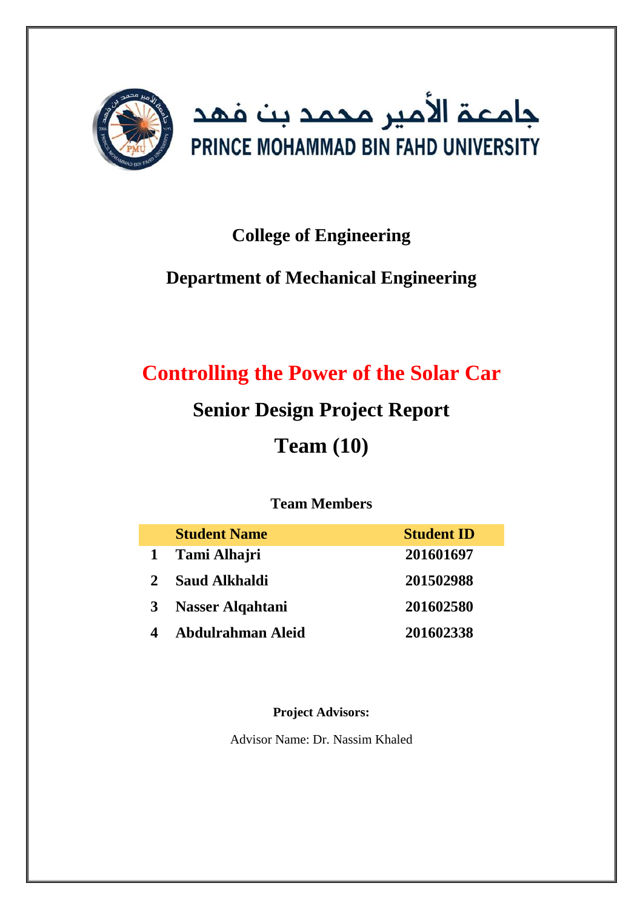جامعة الأمير محمد بن فهد

PRINCE MOHAMMAD BIN FAHD UNIVERSITY

**College of Engineering**

**Department of Mechanical Engineering**

# Controlling the Power of the Solar Car

## Senior Design Project Report

## Team (10)

**Team Members**

| | Student Name | Student ID |
|---|---|---|
| 1 | Tami Alhajri | 201601697 |
| 2 | Saud Alkhaldi | 201502988 |
| 3 | Nasser Alqahtani | 201602580 |
| 4 | Abdulrahman Aleid | 201602338 |

**Project Advisors:**

Advisor Name: Dr. Nassim Khaled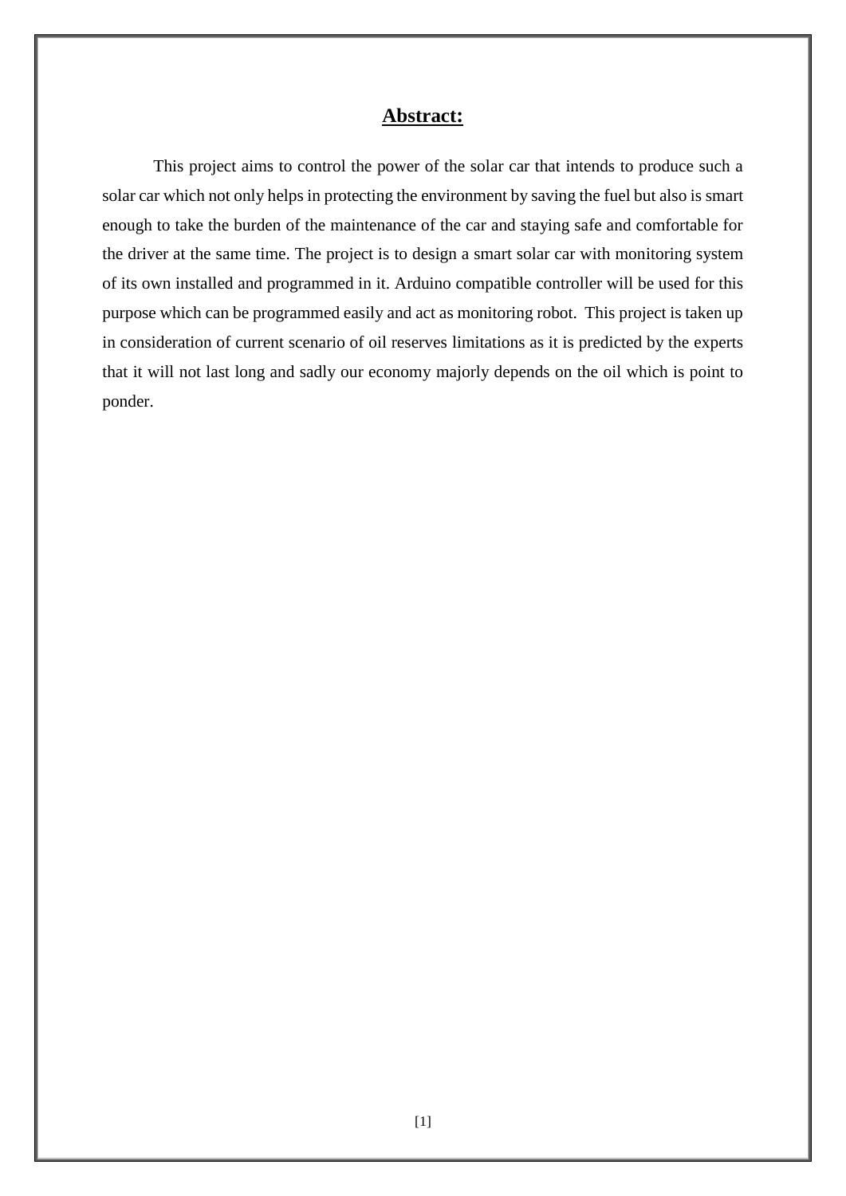## Abstract:

This project aims to control the power of the solar car that intends to produce such a solar car which not only helps in protecting the environment by saving the fuel but also is smart enough to take the burden of the maintenance of the car and staying safe and comfortable for the driver at the same time. The project is to design a smart solar car with monitoring system of its own installed and programmed in it. Arduino compatible controller will be used for this purpose which can be programmed easily and act as monitoring robot. This project is taken up in consideration of current scenario of oil reserves limitations as it is predicted by the experts that it will not last long and sadly our economy majorly depends on the oil which is point to ponder.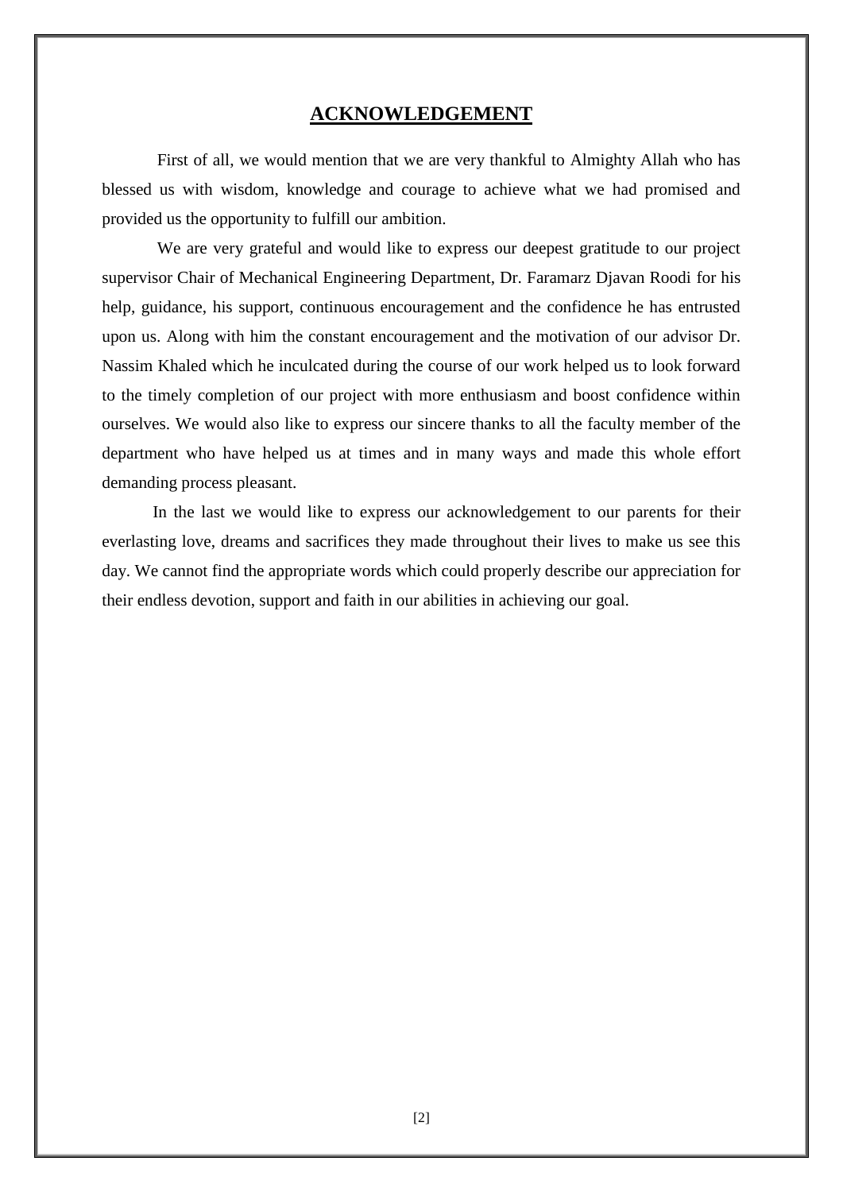# ACKNOWLEDGEMENT

First of all, we would mention that we are very thankful to Almighty Allah who has blessed us with wisdom, knowledge and courage to achieve what we had promised and provided us the opportunity to fulfill our ambition.

We are very grateful and would like to express our deepest gratitude to our project supervisor Chair of Mechanical Engineering Department, Dr. Faramarz Djavan Roodi for his help, guidance, his support, continuous encouragement and the confidence he has entrusted upon us. Along with him the constant encouragement and the motivation of our advisor Dr. Nassim Khaled which he inculcated during the course of our work helped us to look forward to the timely completion of our project with more enthusiasm and boost confidence within ourselves. We would also like to express our sincere thanks to all the faculty member of the department who have helped us at times and in many ways and made this whole effort demanding process pleasant.

In the last we would like to express our acknowledgement to our parents for their everlasting love, dreams and sacrifices they made throughout their lives to make us see this day. We cannot find the appropriate words which could properly describe our appreciation for their endless devotion, support and faith in our abilities in achieving our goal.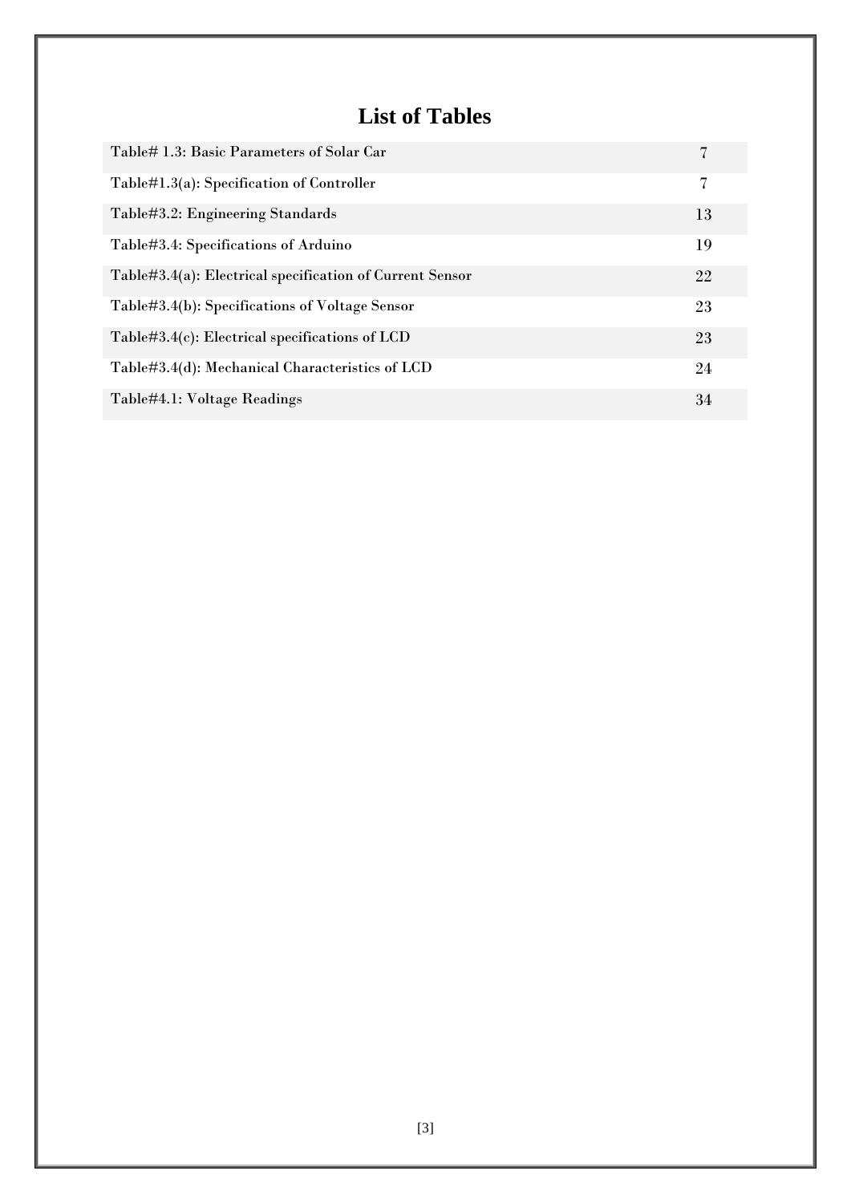# List of Tables

| | |
|---|---|
| Table# 1.3: Basic Parameters of Solar Car | 7 |
| Table#1.3(a): Specification of Controller | 7 |
| Table#3.2: Engineering Standards | 13 |
| Table#3.4: Specifications of Arduino | 19 |
| Table#3.4(a): Electrical specification of Current Sensor | 22 |
| Table#3.4(b): Specifications of Voltage Sensor | 23 |
| Table#3.4(c): Electrical specifications of LCD | 23 |
| Table#3.4(d): Mechanical Characteristics of LCD | 24 |
| Table#4.1: Voltage Readings | 34 |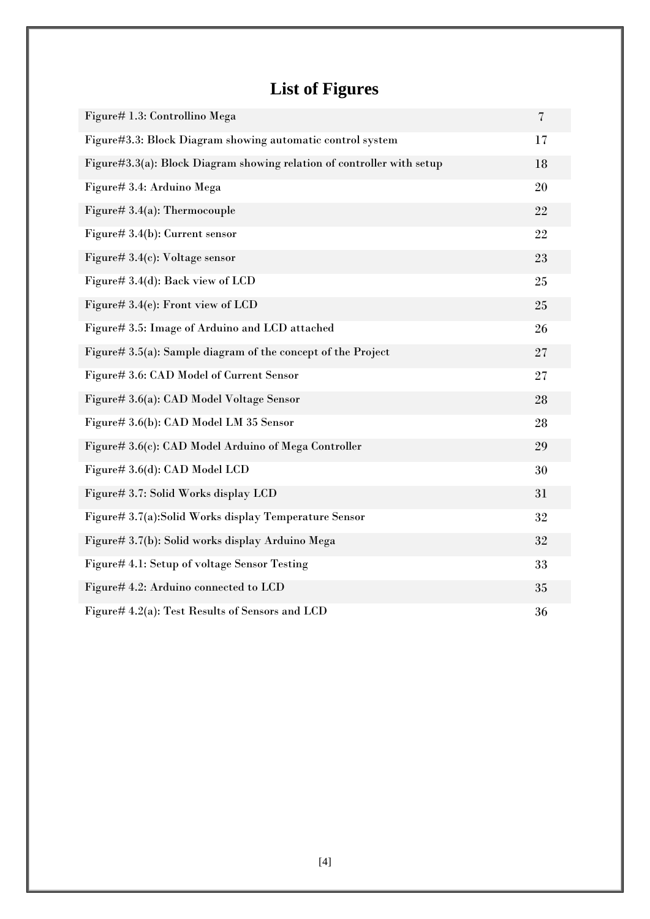# List of Figures

| | |
|---|---|
| Figure# 1.3: Controllino Mega | 7 |
| Figure#3.3: Block Diagram showing automatic control system | 17 |
| Figure#3.3(a): Block Diagram showing relation of controller with setup | 18 |
| Figure# 3.4: Arduino Mega | 20 |
| Figure# 3.4(a): Thermocouple | 22 |
| Figure# 3.4(b): Current sensor | 22 |
| Figure# 3.4(c): Voltage sensor | 23 |
| Figure# 3.4(d): Back view of LCD | 25 |
| Figure# 3.4(e): Front view of LCD | 25 |
| Figure# 3.5: Image of Arduino and LCD attached | 26 |
| Figure# 3.5(a): Sample diagram of the concept of the Project | 27 |
| Figure# 3.6: CAD Model of Current Sensor | 27 |
| Figure# 3.6(a): CAD Model Voltage Sensor | 28 |
| Figure# 3.6(b): CAD Model LM 35 Sensor | 28 |
| Figure# 3.6(c): CAD Model Arduino of Mega Controller | 29 |
| Figure# 3.6(d): CAD Model LCD | 30 |
| Figure# 3.7: Solid Works display LCD | 31 |
| Figure# 3.7(a):Solid Works display Temperature Sensor | 32 |
| Figure# 3.7(b): Solid works display Arduino Mega | 32 |
| Figure# 4.1: Setup of voltage Sensor Testing | 33 |
| Figure# 4.2: Arduino connected to LCD | 35 |
| Figure# 4.2(a): Test Results of Sensors and LCD | 36 |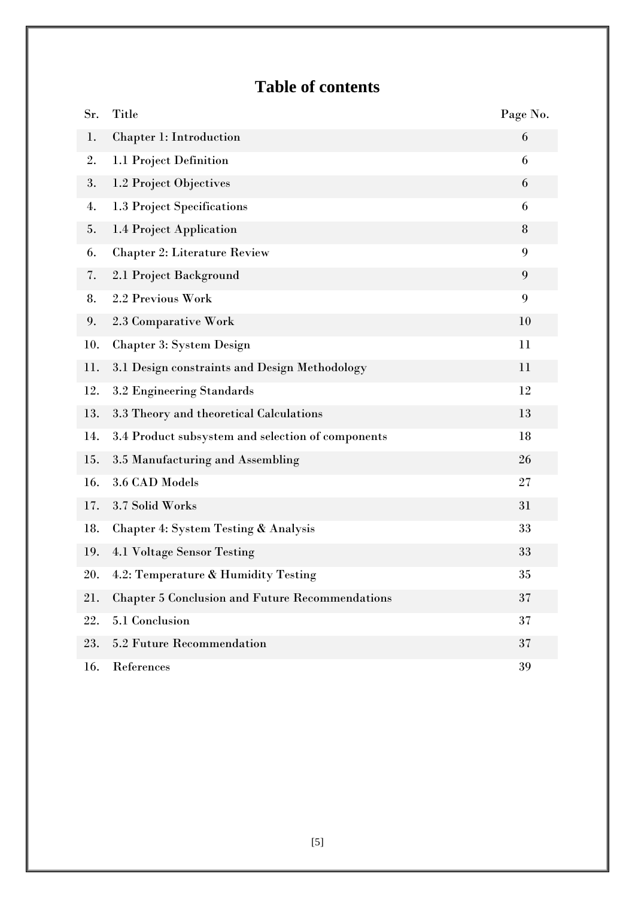# Table of contents

| Sr. | Title | Page No. |
|---|---|---|
| 1. | Chapter 1: Introduction | 6 |
| 2. | 1.1 Project Definition | 6 |
| 3. | 1.2 Project Objectives | 6 |
| 4. | 1.3 Project Specifications | 6 |
| 5. | 1.4 Project Application | 8 |
| 6. | Chapter 2: Literature Review | 9 |
| 7. | 2.1 Project Background | 9 |
| 8. | 2.2 Previous Work | 9 |
| 9. | 2.3 Comparative Work | 10 |
| 10. | Chapter 3: System Design | 11 |
| 11. | 3.1 Design constraints and Design Methodology | 11 |
| 12. | 3.2 Engineering Standards | 12 |
| 13. | 3.3 Theory and theoretical Calculations | 13 |
| 14. | 3.4 Product subsystem and selection of components | 18 |
| 15. | 3.5 Manufacturing and Assembling | 26 |
| 16. | 3.6 CAD Models | 27 |
| 17. | 3.7 Solid Works | 31 |
| 18. | Chapter 4: System Testing & Analysis | 33 |
| 19. | 4.1 Voltage Sensor Testing | 33 |
| 20. | 4.2: Temperature & Humidity Testing | 35 |
| 21. | Chapter 5 Conclusion and Future Recommendations | 37 |
| 22. | 5.1 Conclusion | 37 |
| 23. | 5.2 Future Recommendation | 37 |
| 16. | References | 39 |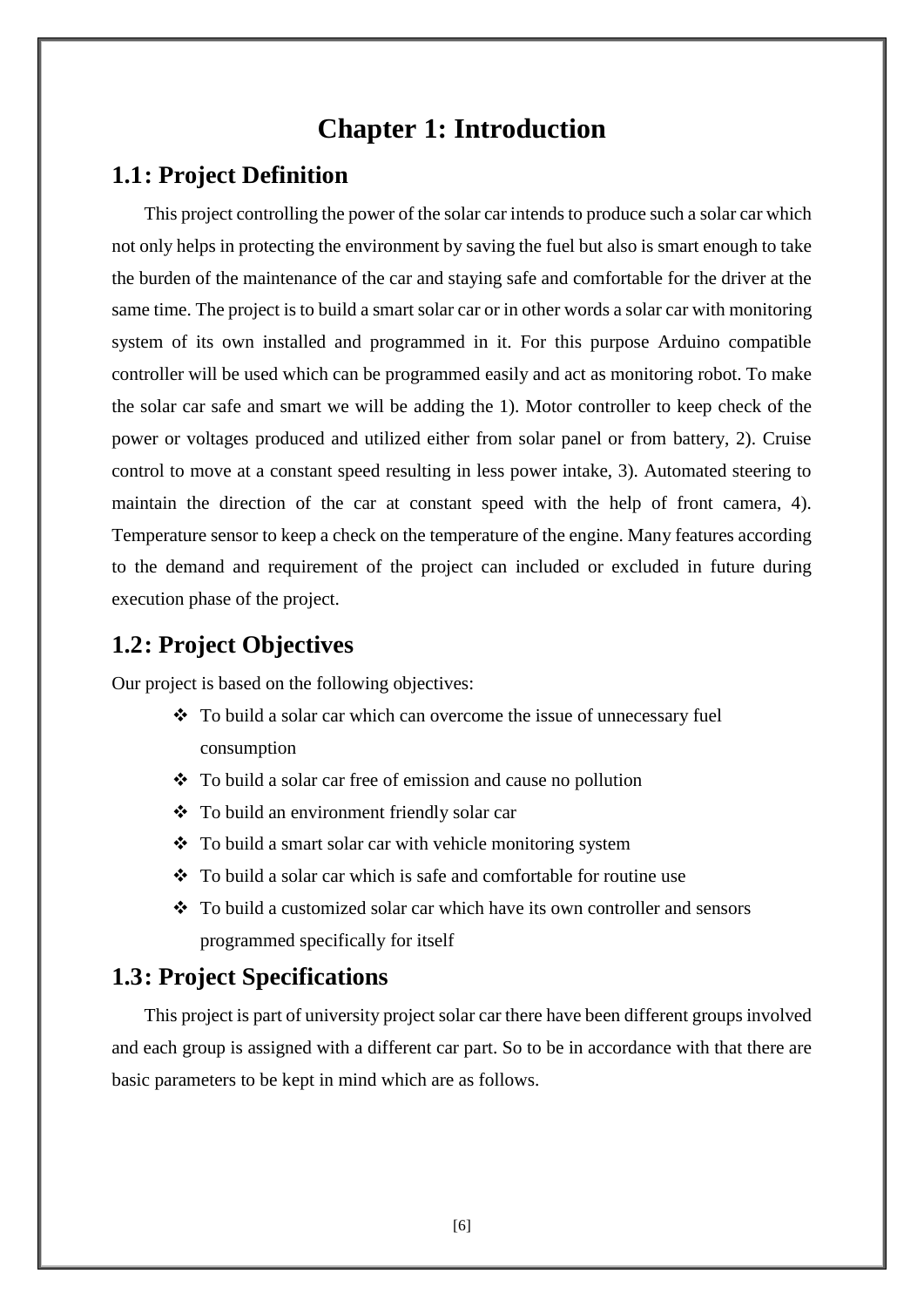# Chapter 1: Introduction

## 1.1: Project Definition

This project controlling the power of the solar car intends to produce such a solar car which not only helps in protecting the environment by saving the fuel but also is smart enough to take the burden of the maintenance of the car and staying safe and comfortable for the driver at the same time. The project is to build a smart solar car or in other words a solar car with monitoring system of its own installed and programmed in it. For this purpose Arduino compatible controller will be used which can be programmed easily and act as monitoring robot. To make the solar car safe and smart we will be adding the 1). Motor controller to keep check of the power or voltages produced and utilized either from solar panel or from battery, 2). Cruise control to move at a constant speed resulting in less power intake, 3). Automated steering to maintain the direction of the car at constant speed with the help of front camera, 4). Temperature sensor to keep a check on the temperature of the engine. Many features according to the demand and requirement of the project can included or excluded in future during execution phase of the project.

## 1.2: Project Objectives

Our project is based on the following objectives:

- To build a solar car which can overcome the issue of unnecessary fuel consumption
- To build a solar car free of emission and cause no pollution
- To build an environment friendly solar car
- To build a smart solar car with vehicle monitoring system
- To build a solar car which is safe and comfortable for routine use
- To build a customized solar car which have its own controller and sensors programmed specifically for itself

## 1.3: Project Specifications

This project is part of university project solar car there have been different groups involved and each group is assigned with a different car part. So to be in accordance with that there are basic parameters to be kept in mind which are as follows.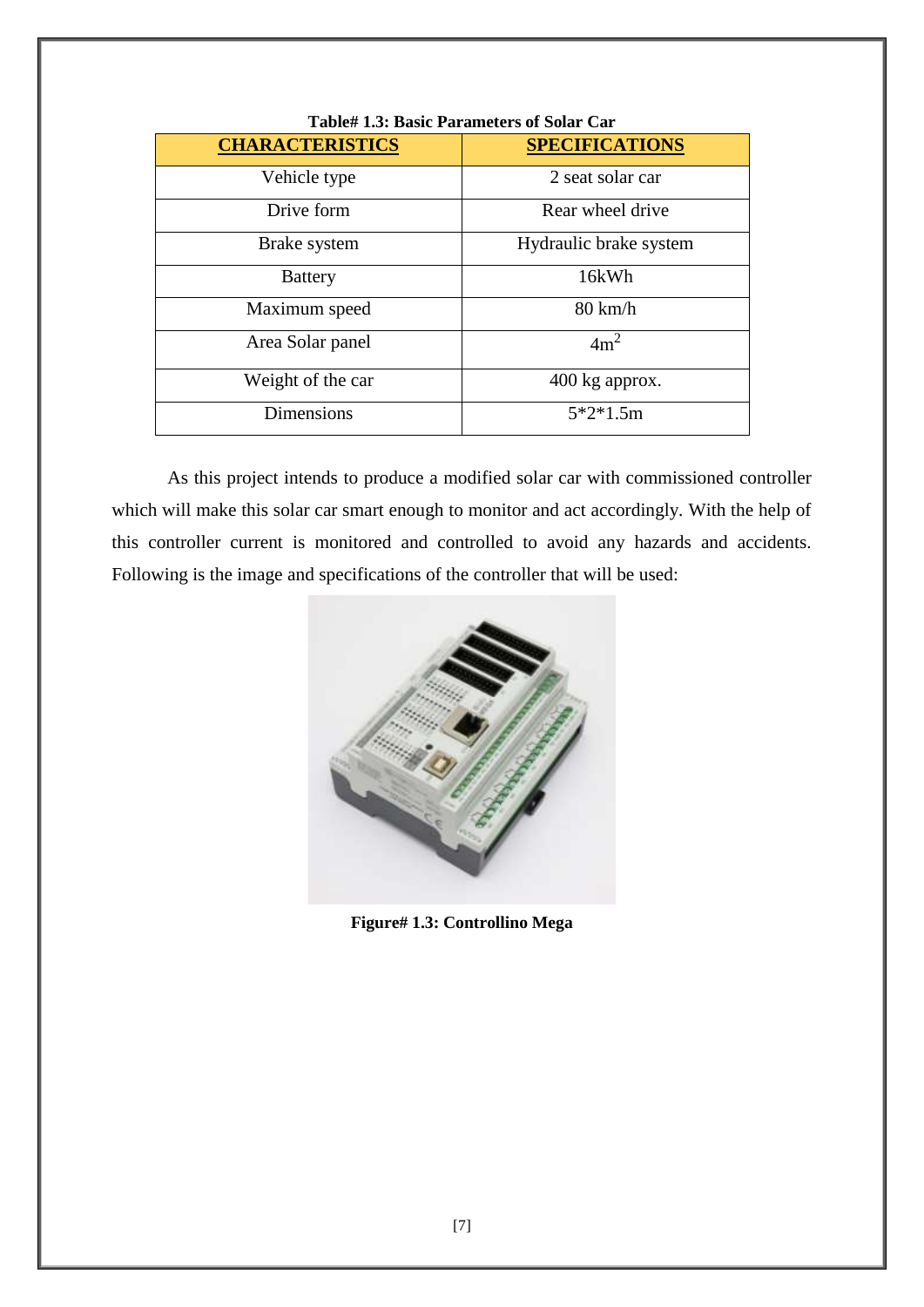**Table# 1.3: Basic Parameters of Solar Car**

| CHARACTERISTICS | SPECIFICATIONS |
|---|---|
| Vehicle type | 2 seat solar car |
| Drive form | Rear wheel drive |
| Brake system | Hydraulic brake system |
| Battery | 16kWh |
| Maximum speed | 80 km/h |
| Area Solar panel | $4m^2$ |
| Weight of the car | 400 kg approx. |
| Dimensions | 5*2*1.5m |

As this project intends to produce a modified solar car with commissioned controller which will make this solar car smart enough to monitor and act accordingly. With the help of this controller current is monitored and controlled to avoid any hazards and accidents. Following is the image and specifications of the controller that will be used:

**Figure# 1.3: Controllino Mega**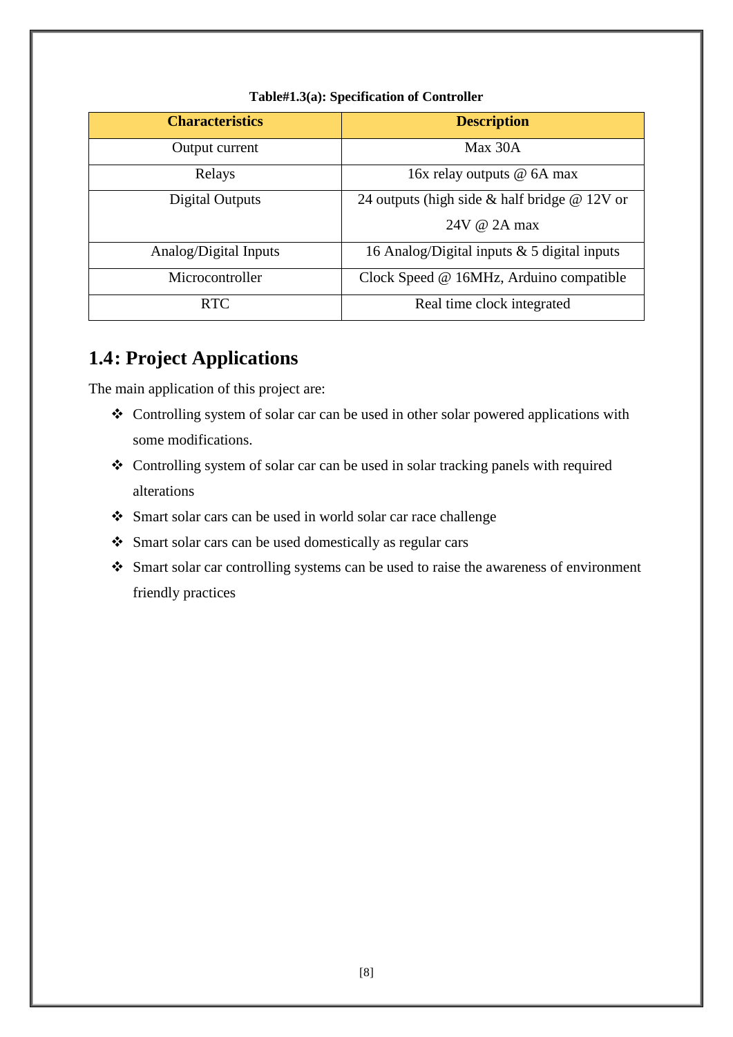**Table#1.3(a): Specification of Controller**

| Characteristics | Description |
|---|---|
| Output current | Max 30A |
| Relays | 16x relay outputs @ 6A max |
| Digital Outputs | 24 outputs (high side & half bridge @ 12V or 24V @ 2A max |
| Analog/Digital Inputs | 16 Analog/Digital inputs & 5 digital inputs |
| Microcontroller | Clock Speed @ 16MHz, Arduino compatible |
| RTC | Real time clock integrated |

## 1.4: Project Applications

The main application of this project are:

- Controlling system of solar car can be used in other solar powered applications with some modifications.
- Controlling system of solar car can be used in solar tracking panels with required alterations
- Smart solar cars can be used in world solar car race challenge
- Smart solar cars can be used domestically as regular cars
- Smart solar car controlling systems can be used to raise the awareness of environment friendly practices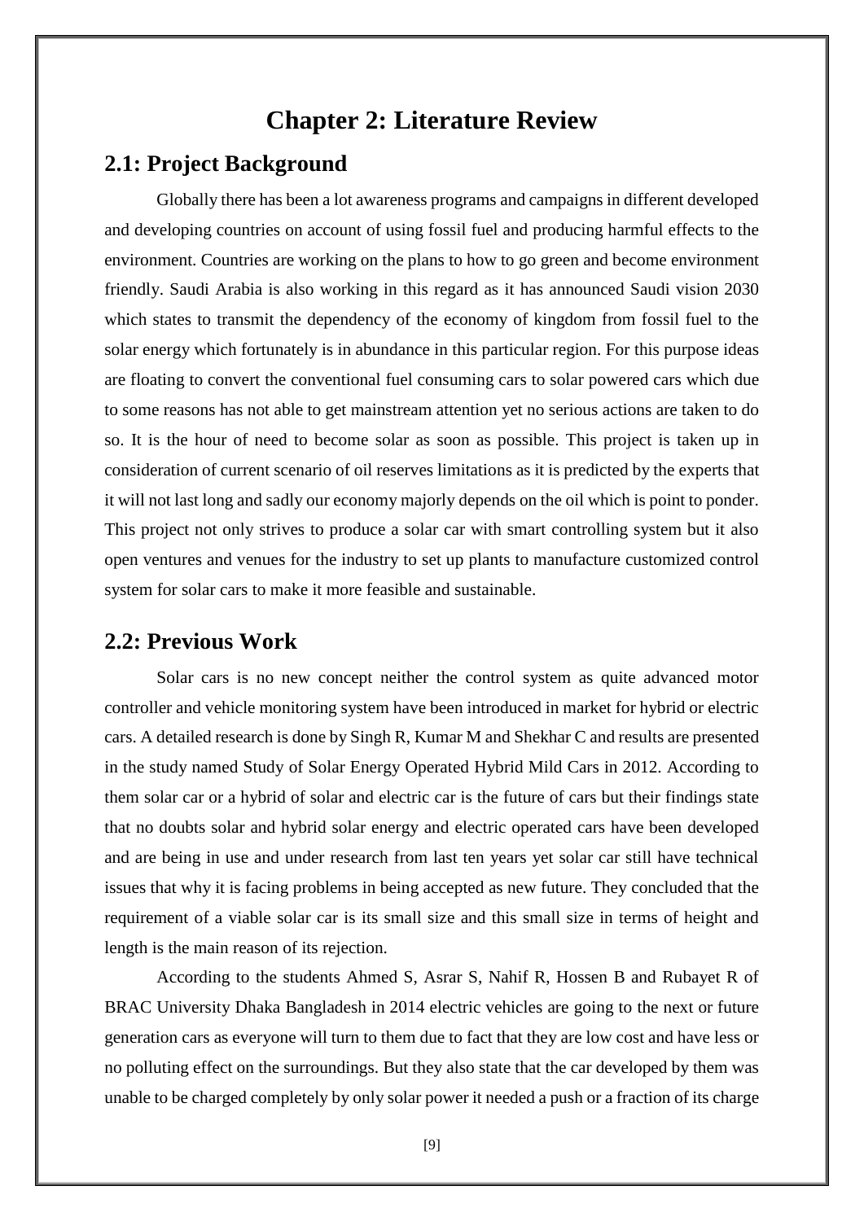# Chapter 2: Literature Review

## 2.1: Project Background

Globally there has been a lot awareness programs and campaigns in different developed and developing countries on account of using fossil fuel and producing harmful effects to the environment. Countries are working on the plans to how to go green and become environment friendly. Saudi Arabia is also working in this regard as it has announced Saudi vision 2030 which states to transmit the dependency of the economy of kingdom from fossil fuel to the solar energy which fortunately is in abundance in this particular region. For this purpose ideas are floating to convert the conventional fuel consuming cars to solar powered cars which due to some reasons has not able to get mainstream attention yet no serious actions are taken to do so. It is the hour of need to become solar as soon as possible. This project is taken up in consideration of current scenario of oil reserves limitations as it is predicted by the experts that it will not last long and sadly our economy majorly depends on the oil which is point to ponder. This project not only strives to produce a solar car with smart controlling system but it also open ventures and venues for the industry to set up plants to manufacture customized control system for solar cars to make it more feasible and sustainable.

## 2.2: Previous Work

Solar cars is no new concept neither the control system as quite advanced motor controller and vehicle monitoring system have been introduced in market for hybrid or electric cars. A detailed research is done by Singh R, Kumar M and Shekhar C and results are presented in the study named Study of Solar Energy Operated Hybrid Mild Cars in 2012. According to them solar car or a hybrid of solar and electric car is the future of cars but their findings state that no doubts solar and hybrid solar energy and electric operated cars have been developed and are being in use and under research from last ten years yet solar car still have technical issues that why it is facing problems in being accepted as new future. They concluded that the requirement of a viable solar car is its small size and this small size in terms of height and length is the main reason of its rejection.

According to the students Ahmed S, Asrar S, Nahif R, Hossen B and Rubayet R of BRAC University Dhaka Bangladesh in 2014 electric vehicles are going to the next or future generation cars as everyone will turn to them due to fact that they are low cost and have less or no polluting effect on the surroundings. But they also state that the car developed by them was unable to be charged completely by only solar power it needed a push or a fraction of its charge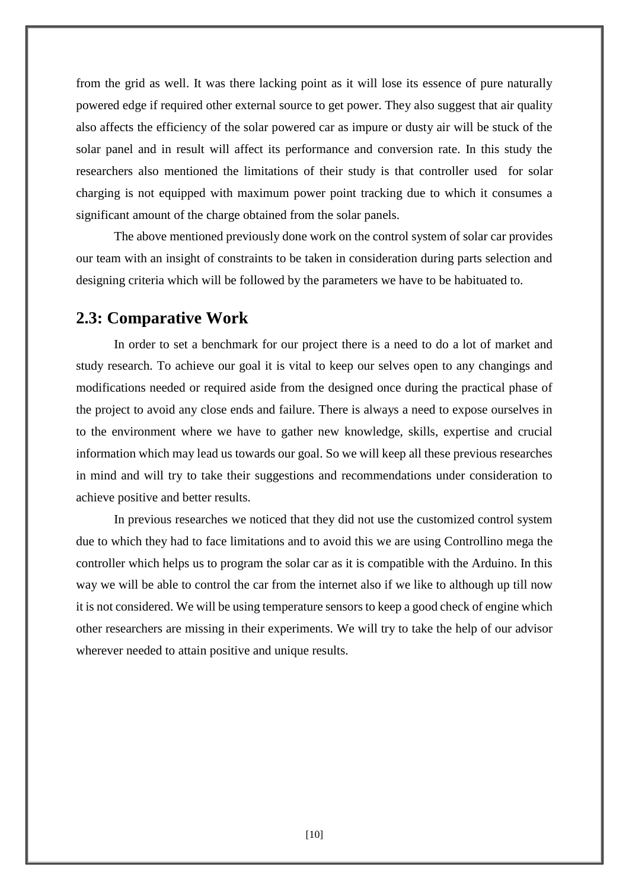from the grid as well. It was there lacking point as it will lose its essence of pure naturally powered edge if required other external source to get power. They also suggest that air quality also affects the efficiency of the solar powered car as impure or dusty air will be stuck of the solar panel and in result will affect its performance and conversion rate. In this study the researchers also mentioned the limitations of their study is that controller used for solar charging is not equipped with maximum power point tracking due to which it consumes a significant amount of the charge obtained from the solar panels.

The above mentioned previously done work on the control system of solar car provides our team with an insight of constraints to be taken in consideration during parts selection and designing criteria which will be followed by the parameters we have to be habituated to.

## 2.3: Comparative Work

In order to set a benchmark for our project there is a need to do a lot of market and study research. To achieve our goal it is vital to keep our selves open to any changings and modifications needed or required aside from the designed once during the practical phase of the project to avoid any close ends and failure. There is always a need to expose ourselves in to the environment where we have to gather new knowledge, skills, expertise and crucial information which may lead us towards our goal. So we will keep all these previous researches in mind and will try to take their suggestions and recommendations under consideration to achieve positive and better results.

In previous researches we noticed that they did not use the customized control system due to which they had to face limitations and to avoid this we are using Controllino mega the controller which helps us to program the solar car as it is compatible with the Arduino. In this way we will be able to control the car from the internet also if we like to although up till now it is not considered. We will be using temperature sensors to keep a good check of engine which other researchers are missing in their experiments. We will try to take the help of our advisor wherever needed to attain positive and unique results.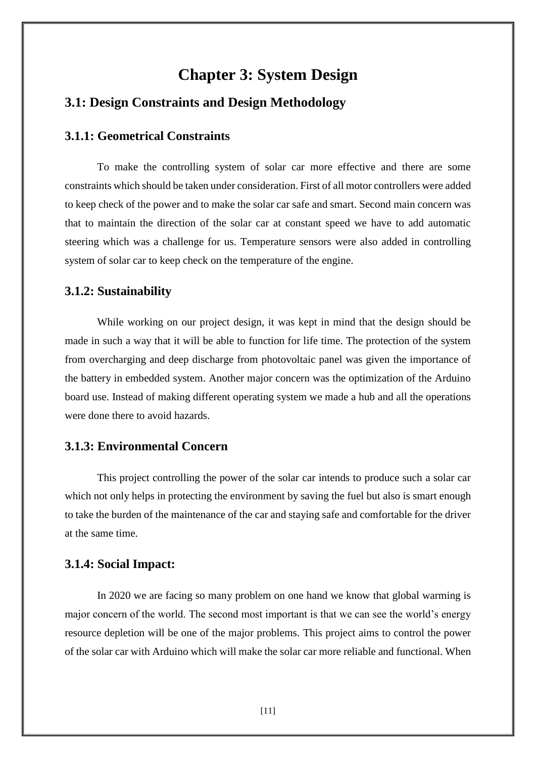# Chapter 3: System Design

## 3.1: Design Constraints and Design Methodology

### 3.1.1: Geometrical Constraints

To make the controlling system of solar car more effective and there are some constraints which should be taken under consideration. First of all motor controllers were added to keep check of the power and to make the solar car safe and smart. Second main concern was that to maintain the direction of the solar car at constant speed we have to add automatic steering which was a challenge for us. Temperature sensors were also added in controlling system of solar car to keep check on the temperature of the engine.

### 3.1.2: Sustainability

While working on our project design, it was kept in mind that the design should be made in such a way that it will be able to function for life time. The protection of the system from overcharging and deep discharge from photovoltaic panel was given the importance of the battery in embedded system. Another major concern was the optimization of the Arduino board use. Instead of making different operating system we made a hub and all the operations were done there to avoid hazards.

### 3.1.3: Environmental Concern

This project controlling the power of the solar car intends to produce such a solar car which not only helps in protecting the environment by saving the fuel but also is smart enough to take the burden of the maintenance of the car and staying safe and comfortable for the driver at the same time.

### 3.1.4: Social Impact:

In 2020 we are facing so many problem on one hand we know that global warming is major concern of the world. The second most important is that we can see the world's energy resource depletion will be one of the major problems. This project aims to control the power of the solar car with Arduino which will make the solar car more reliable and functional. When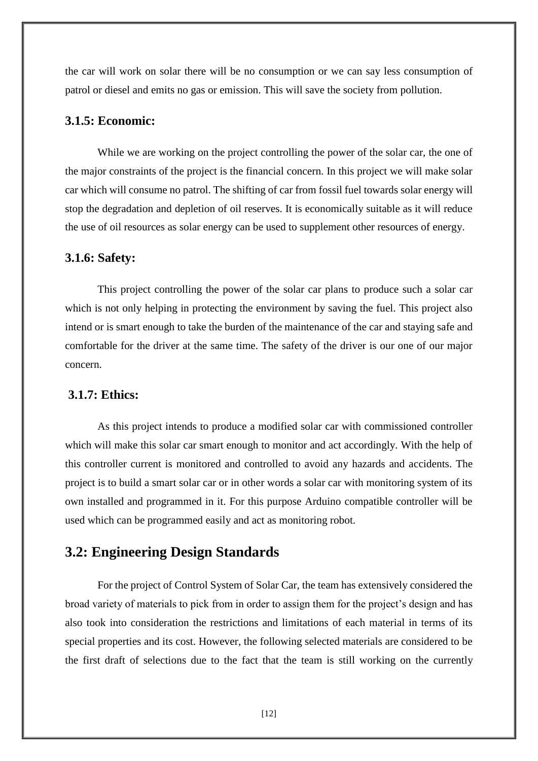the car will work on solar there will be no consumption or we can say less consumption of patrol or diesel and emits no gas or emission. This will save the society from pollution.

### 3.1.5: Economic:

While we are working on the project controlling the power of the solar car, the one of the major constraints of the project is the financial concern. In this project we will make solar car which will consume no patrol. The shifting of car from fossil fuel towards solar energy will stop the degradation and depletion of oil reserves. It is economically suitable as it will reduce the use of oil resources as solar energy can be used to supplement other resources of energy.

### 3.1.6: Safety:

This project controlling the power of the solar car plans to produce such a solar car which is not only helping in protecting the environment by saving the fuel. This project also intend or is smart enough to take the burden of the maintenance of the car and staying safe and comfortable for the driver at the same time. The safety of the driver is our one of our major concern.

### 3.1.7: Ethics:

As this project intends to produce a modified solar car with commissioned controller which will make this solar car smart enough to monitor and act accordingly. With the help of this controller current is monitored and controlled to avoid any hazards and accidents. The project is to build a smart solar car or in other words a solar car with monitoring system of its own installed and programmed in it. For this purpose Arduino compatible controller will be used which can be programmed easily and act as monitoring robot.

## 3.2: Engineering Design Standards

For the project of Control System of Solar Car, the team has extensively considered the broad variety of materials to pick from in order to assign them for the project's design and has also took into consideration the restrictions and limitations of each material in terms of its special properties and its cost. However, the following selected materials are considered to be the first draft of selections due to the fact that the team is still working on the currently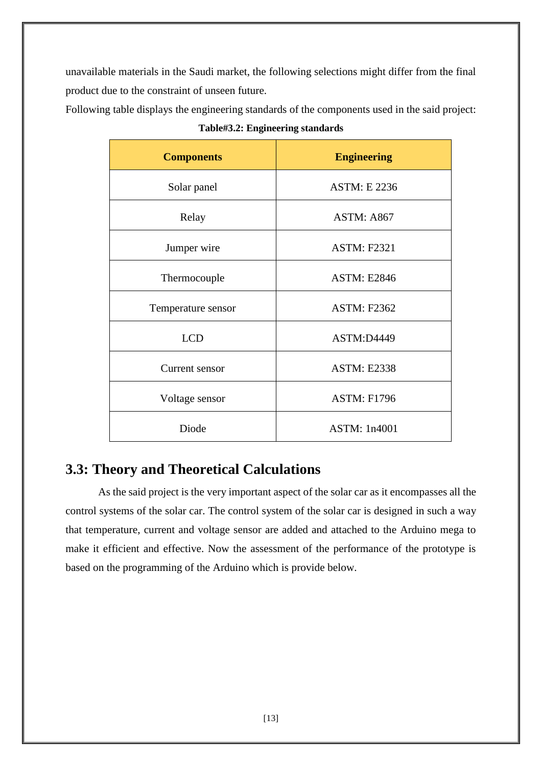unavailable materials in the Saudi market, the following selections might differ from the final product due to the constraint of unseen future.

Following table displays the engineering standards of the components used in the said project:

**Table#3.2: Engineering standards**

| Components | Engineering |
|---|---|
| Solar panel | ASTM: E 2236 |
| Relay | ASTM: A867 |
| Jumper wire | ASTM: F2321 |
| Thermocouple | ASTM: E2846 |
| Temperature sensor | ASTM: F2362 |
| LCD | ASTM:D4449 |
| Current sensor | ASTM: E2338 |
| Voltage sensor | ASTM: F1796 |
| Diode | ASTM: 1n4001 |

## 3.3: Theory and Theoretical Calculations

As the said project is the very important aspect of the solar car as it encompasses all the control systems of the solar car. The control system of the solar car is designed in such a way that temperature, current and voltage sensor are added and attached to the Arduino mega to make it efficient and effective. Now the assessment of the performance of the prototype is based on the programming of the Arduino which is provide below.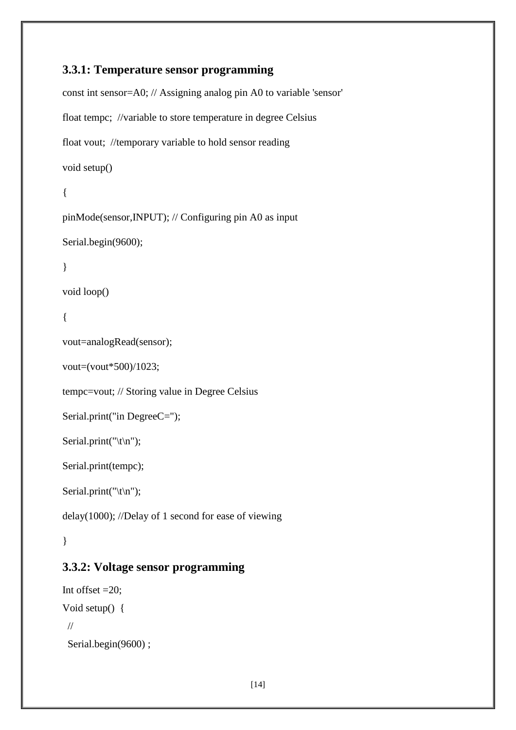### 3.3.1: Temperature sensor programming

```
const int sensor=A0; // Assigning analog pin A0 to variable 'sensor'

float tempc;  //variable to store temperature in degree Celsius

float vout;  //temporary variable to hold sensor reading

void setup()

{

pinMode(sensor,INPUT); // Configuring pin A0 as input

Serial.begin(9600);

}

void loop()

{

vout=analogRead(sensor);

vout=(vout*500)/1023;

tempc=vout; // Storing value in Degree Celsius

Serial.print("in DegreeC=");

Serial.print("\t\n");

Serial.print(tempc);

Serial.print("\t\n");

delay(1000); //Delay of 1 second for ease of viewing

}
```

### 3.3.2: Voltage sensor programming

```
Int offset =20;
Void setup()  {
  //
  Serial.begin(9600) ;
```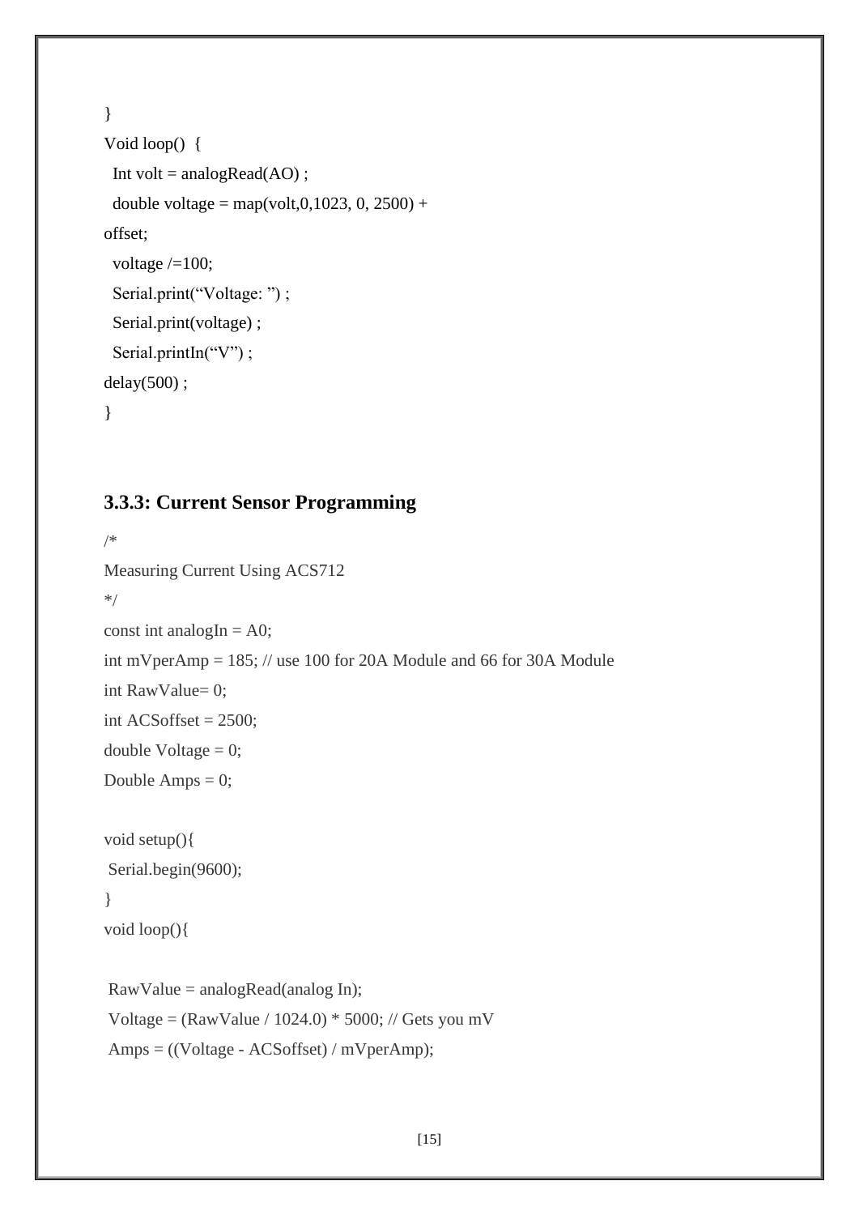```
}
Void loop()  {
  Int volt = analogRead(AO) ;
  double voltage = map(volt,0,1023, 0, 2500) +
offset;
  voltage /=100;
  Serial.print("Voltage: ") ;
  Serial.print(voltage) ;
  Serial.printIn("V") ;
delay(500) ;
}
```

### 3.3.3: Current Sensor Programming

```
/*
Measuring Current Using ACS712
*/
const int analogIn = A0;
int mVperAmp = 185; // use 100 for 20A Module and 66 for 30A Module
int RawValue= 0;
int ACSoffset = 2500;
double Voltage = 0;
Double Amps = 0;

void setup(){
 Serial.begin(9600);
}
void loop(){

 RawValue = analogRead(analog In);
 Voltage = (RawValue / 1024.0) * 5000; // Gets you mV
 Amps = ((Voltage - ACSoffset) / mVperAmp);
```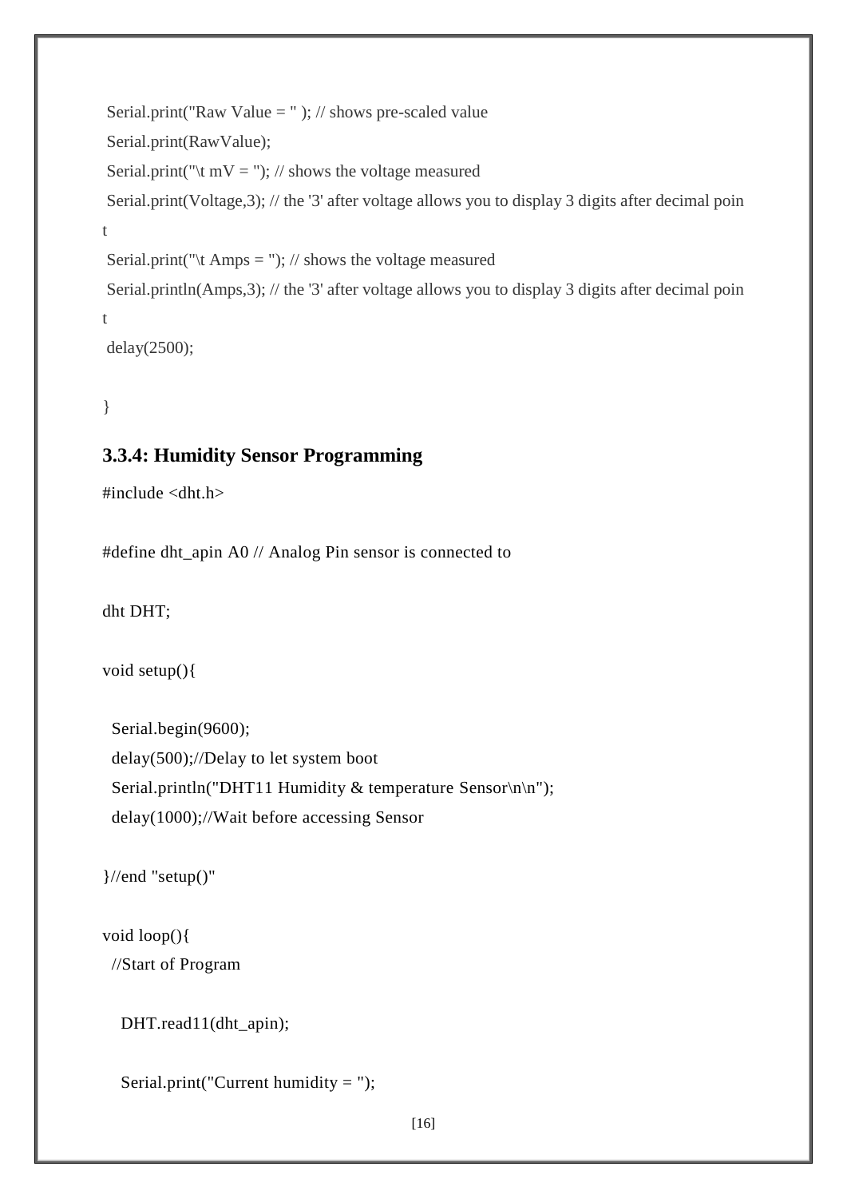```
 Serial.print("Raw Value = " ); // shows pre-scaled value
 Serial.print(RawValue);
 Serial.print("\t mV = "); // shows the voltage measured
 Serial.print(Voltage,3); // the '3' after voltage allows you to display 3 digits after decimal poin
t
 Serial.print("\t Amps = "); // shows the voltage measured
 Serial.println(Amps,3); // the '3' after voltage allows you to display 3 digits after decimal poin
t
 delay(2500);

}
```

### 3.3.4: Humidity Sensor Programming

```
#include <dht.h>

#define dht_apin A0 // Analog Pin sensor is connected to

dht DHT;

void setup(){

  Serial.begin(9600);
  delay(500);//Delay to let system boot
  Serial.println("DHT11 Humidity & temperature Sensor\n\n");
  delay(1000);//Wait before accessing Sensor

}//end "setup()"

void loop(){
  //Start of Program

    DHT.read11(dht_apin);

    Serial.print("Current humidity = ");
```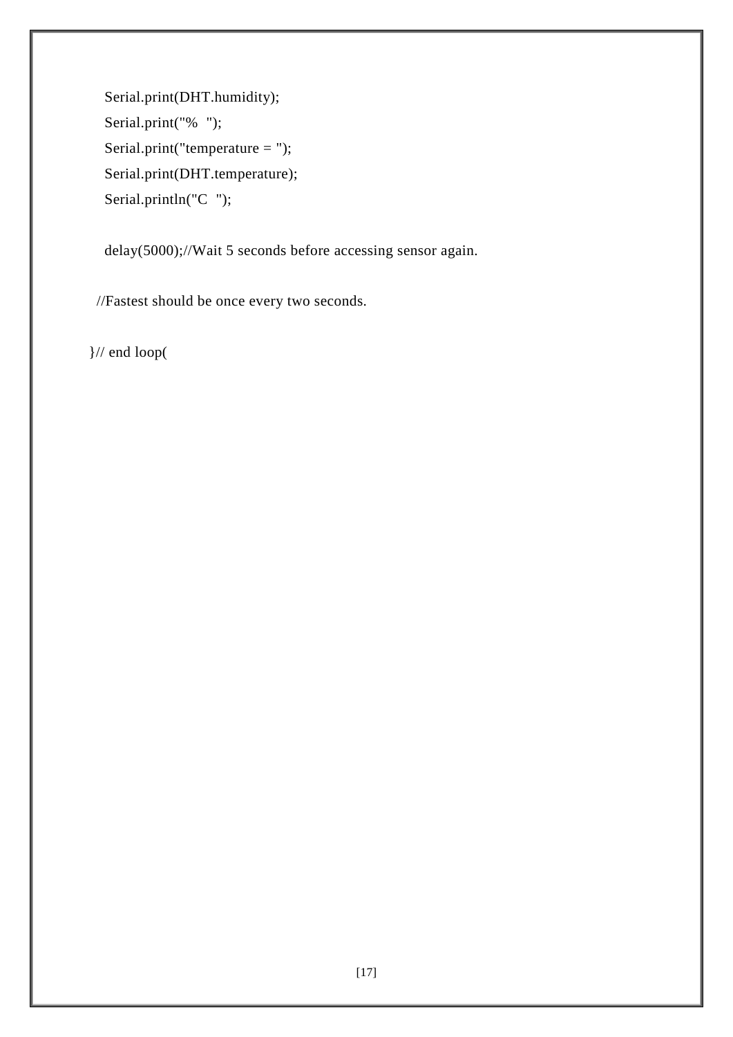```
    Serial.print(DHT.humidity);
    Serial.print("%  ");
    Serial.print("temperature = ");
    Serial.print(DHT.temperature);
    Serial.println("C  ");

    delay(5000);//Wait 5 seconds before accessing sensor again.

  //Fastest should be once every two seconds.

}// end loop(
```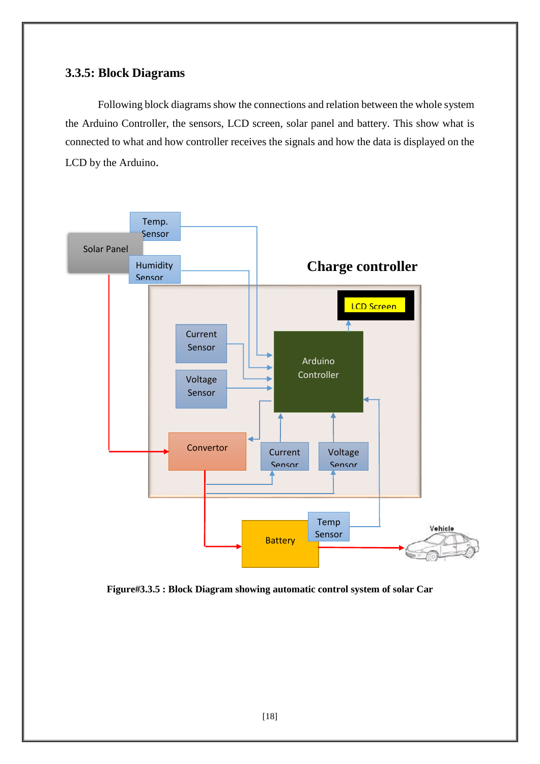### 3.3.5: Block Diagrams

Following block diagrams show the connections and relation between the whole system the Arduino Controller, the sensors, LCD screen, solar panel and battery. This show what is connected to what and how controller receives the signals and how the data is displayed on the LCD by the Arduino.

**Figure#3.3.5 : Block Diagram showing automatic control system of solar Car**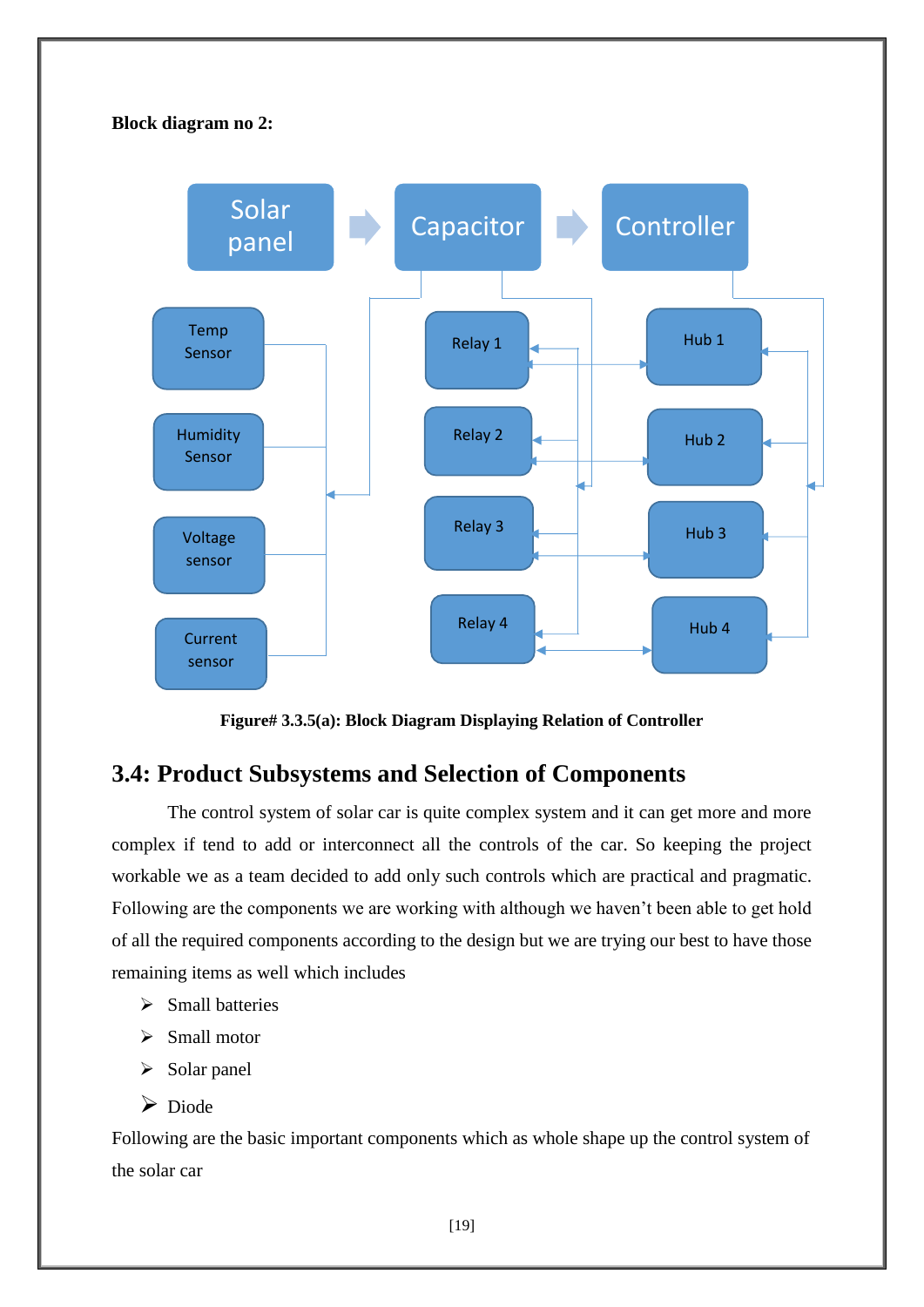**Block diagram no 2:**

Solar panel → Capacitor → Controller

Temp Sensor

Humidity Sensor

Voltage sensor

Current sensor

Relay 1

Relay 2

Relay 3

Relay 4

Hub 1

Hub 2

Hub 3

Hub 4

**Figure# 3.3.5(a): Block Diagram Displaying Relation of Controller**

## 3.4: Product Subsystems and Selection of Components

The control system of solar car is quite complex system and it can get more and more complex if tend to add or interconnect all the controls of the car. So keeping the project workable we as a team decided to add only such controls which are practical and pragmatic. Following are the components we are working with although we haven't been able to get hold of all the required components according to the design but we are trying our best to have those remaining items as well which includes

- Small batteries
- Small motor
- Solar panel
- Diode

Following are the basic important components which as whole shape up the control system of the solar car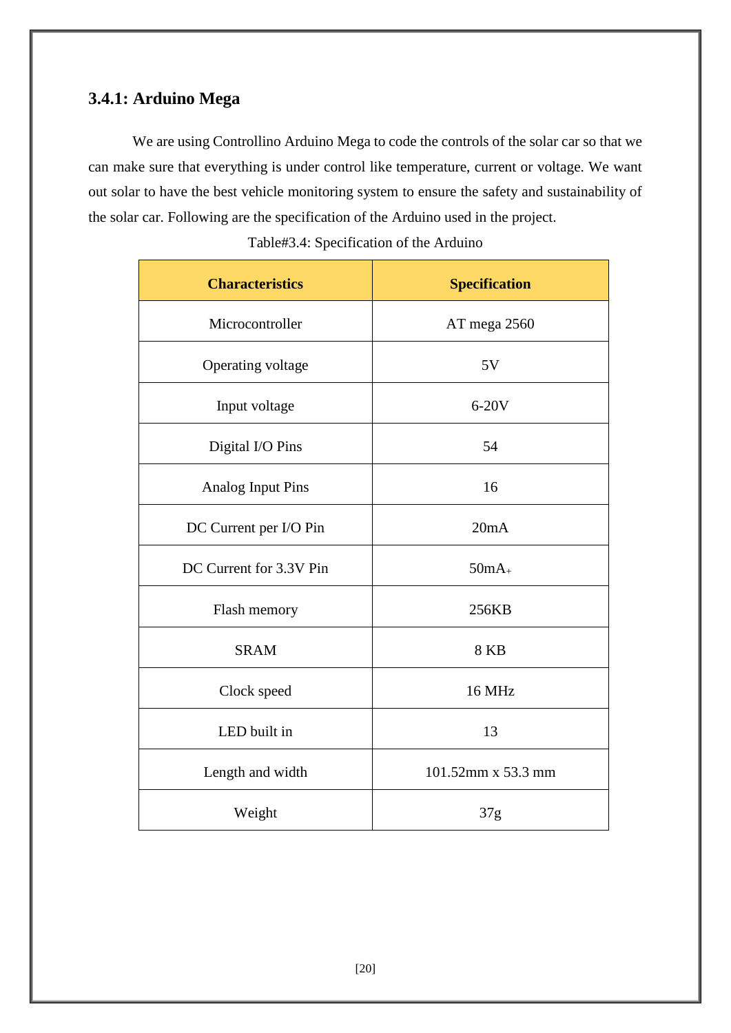### 3.4.1: Arduino Mega

We are using Controllino Arduino Mega to code the controls of the solar car so that we can make sure that everything is under control like temperature, current or voltage. We want out solar to have the best vehicle monitoring system to ensure the safety and sustainability of the solar car. Following are the specification of the Arduino used in the project.

Table#3.4: Specification of the Arduino

| Characteristics | Specification |
|---|---|
| Microcontroller | AT mega 2560 |
| Operating voltage | 5V |
| Input voltage | 6-20V |
| Digital I/O Pins | 54 |
| Analog Input Pins | 16 |
| DC Current per I/O Pin | 20mA |
| DC Current for 3.3V Pin | 50mA+ |
| Flash memory | 256KB |
| SRAM | 8 KB |
| Clock speed | 16 MHz |
| LED built in | 13 |
| Length and width | 101.52mm x 53.3 mm |
| Weight | 37g |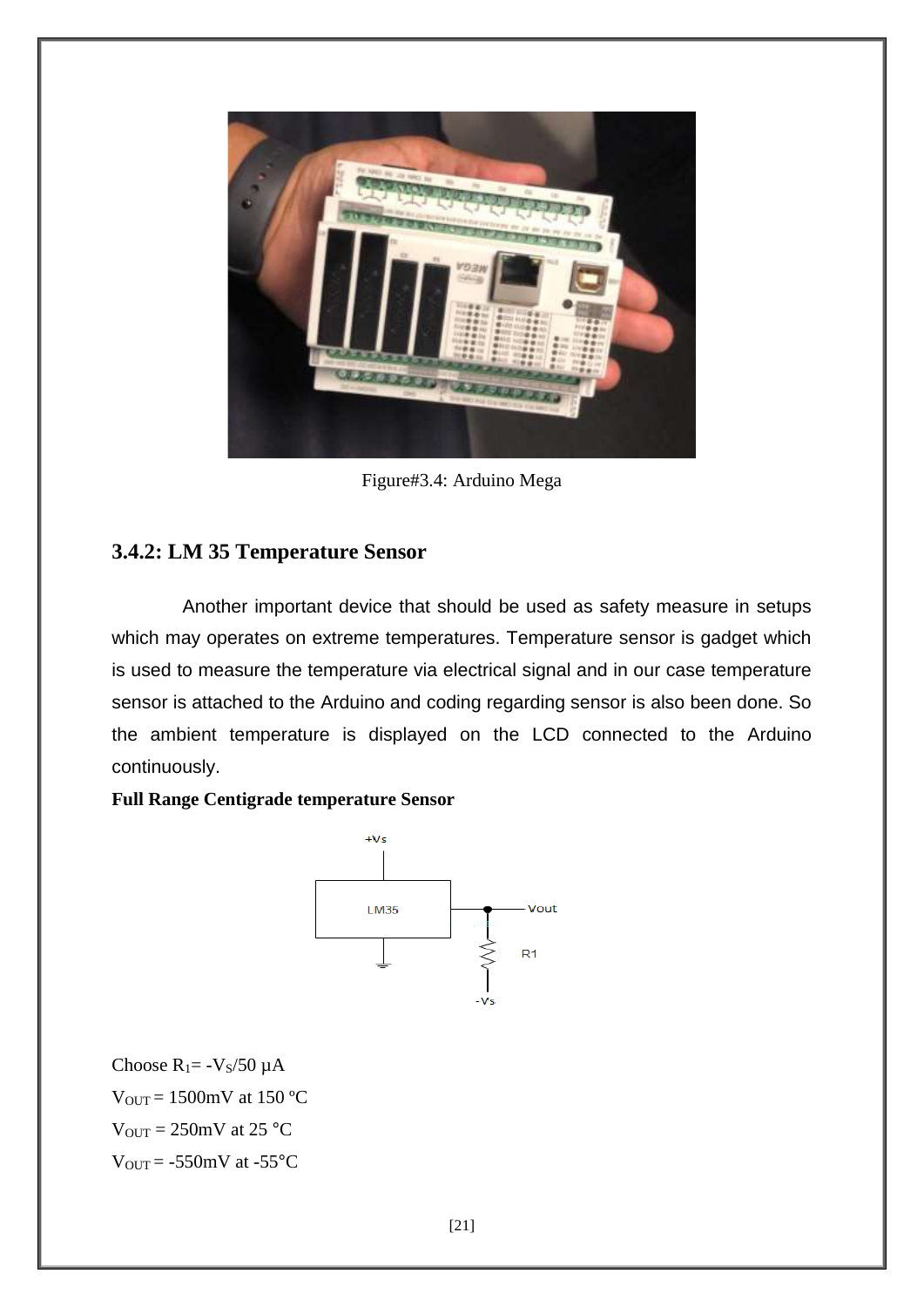Figure#3.4: Arduino Mega

### 3.4.2: LM 35 Temperature Sensor

Another important device that should be used as safety measure in setups which may operates on extreme temperatures. Temperature sensor is gadget which is used to measure the temperature via electrical signal and in our case temperature sensor is attached to the Arduino and coding regarding sensor is also been done. So the ambient temperature is displayed on the LCD connected to the Arduino continuously.

**Full Range Centigrade temperature Sensor**

Choose $R_1 = -V_S/50\ \mu A$

$V_{OUT} = 1500mV$ at 150 ºC

$V_{OUT} = 250mV$ at 25 °C

$V_{OUT} = -550mV$ at -55°C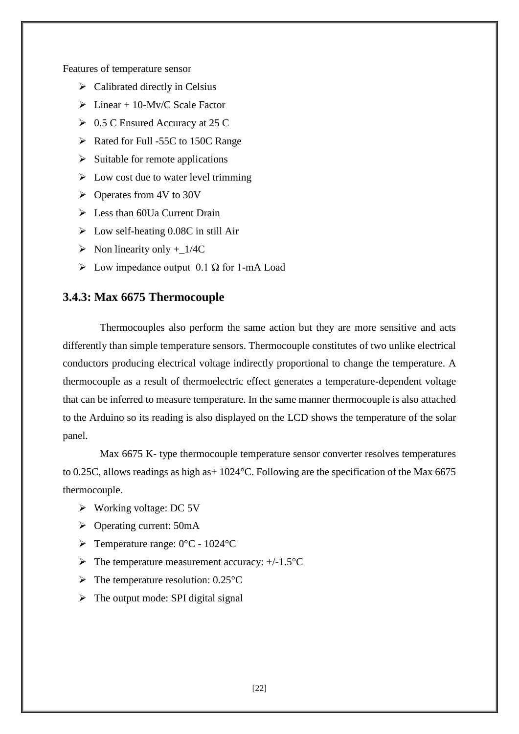Features of temperature sensor

- Calibrated directly in Celsius
- Linear + 10-Mv/C Scale Factor
- 0.5 C Ensured Accuracy at 25 C
- Rated for Full -55C to 150C Range
- Suitable for remote applications
- Low cost due to water level trimming
- Operates from 4V to 30V
- Less than 60Ua Current Drain
- Low self-heating 0.08C in still Air
- Non linearity only +_1/4C
- Low impedance output 0.1 Ω for 1-mA Load

### 3.4.3: Max 6675 Thermocouple

Thermocouples also perform the same action but they are more sensitive and acts differently than simple temperature sensors. Thermocouple constitutes of two unlike electrical conductors producing electrical voltage indirectly proportional to change the temperature. A thermocouple as a result of thermoelectric effect generates a temperature-dependent voltage that can be inferred to measure temperature. In the same manner thermocouple is also attached to the Arduino so its reading is also displayed on the LCD shows the temperature of the solar panel.

Max 6675 K- type thermocouple temperature sensor converter resolves temperatures to 0.25C, allows readings as high as+ 1024°C. Following are the specification of the Max 6675 thermocouple.

- Working voltage: DC 5V
- Operating current: 50mA
- Temperature range: 0°C - 1024°C
- The temperature measurement accuracy: +/-1.5°C
- The temperature resolution: 0.25°C
- The output mode: SPI digital signal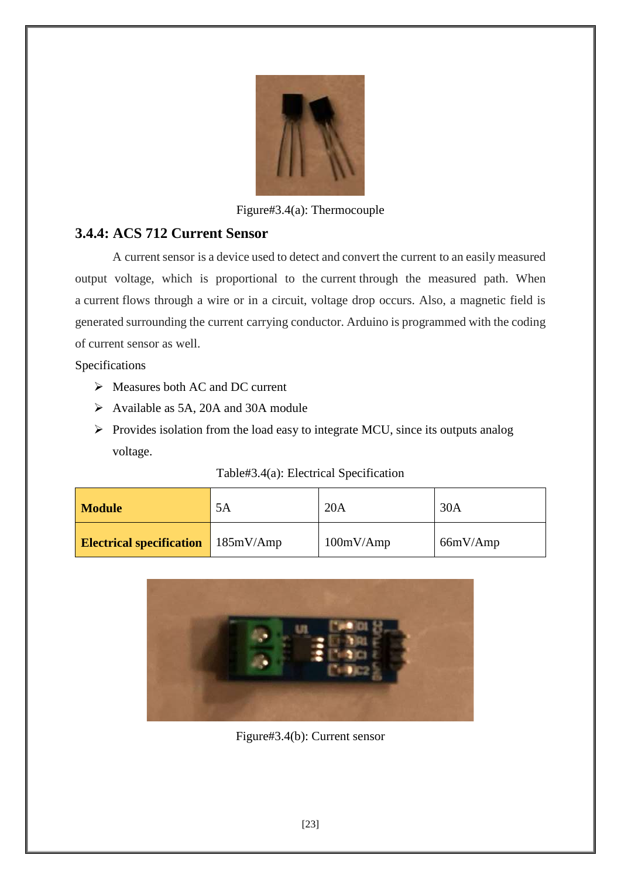Figure#3.4(a): Thermocouple

### 3.4.4: ACS 712 Current Sensor

A current sensor is a device used to detect and convert the current to an easily measured output voltage, which is proportional to the current through the measured path. When a current flows through a wire or in a circuit, voltage drop occurs. Also, a magnetic field is generated surrounding the current carrying conductor. Arduino is programmed with the coding of current sensor as well.

Specifications

- Measures both AC and DC current
- Available as 5A, 20A and 30A module
- Provides isolation from the load easy to integrate MCU, since its outputs analog voltage.

Table#3.4(a): Electrical Specification

| **Module** | 5A | 20A | 30A |
|---|---|---|---|
| **Electrical specification** | 185mV/Amp | 100mV/Amp | 66mV/Amp |

Figure#3.4(b): Current sensor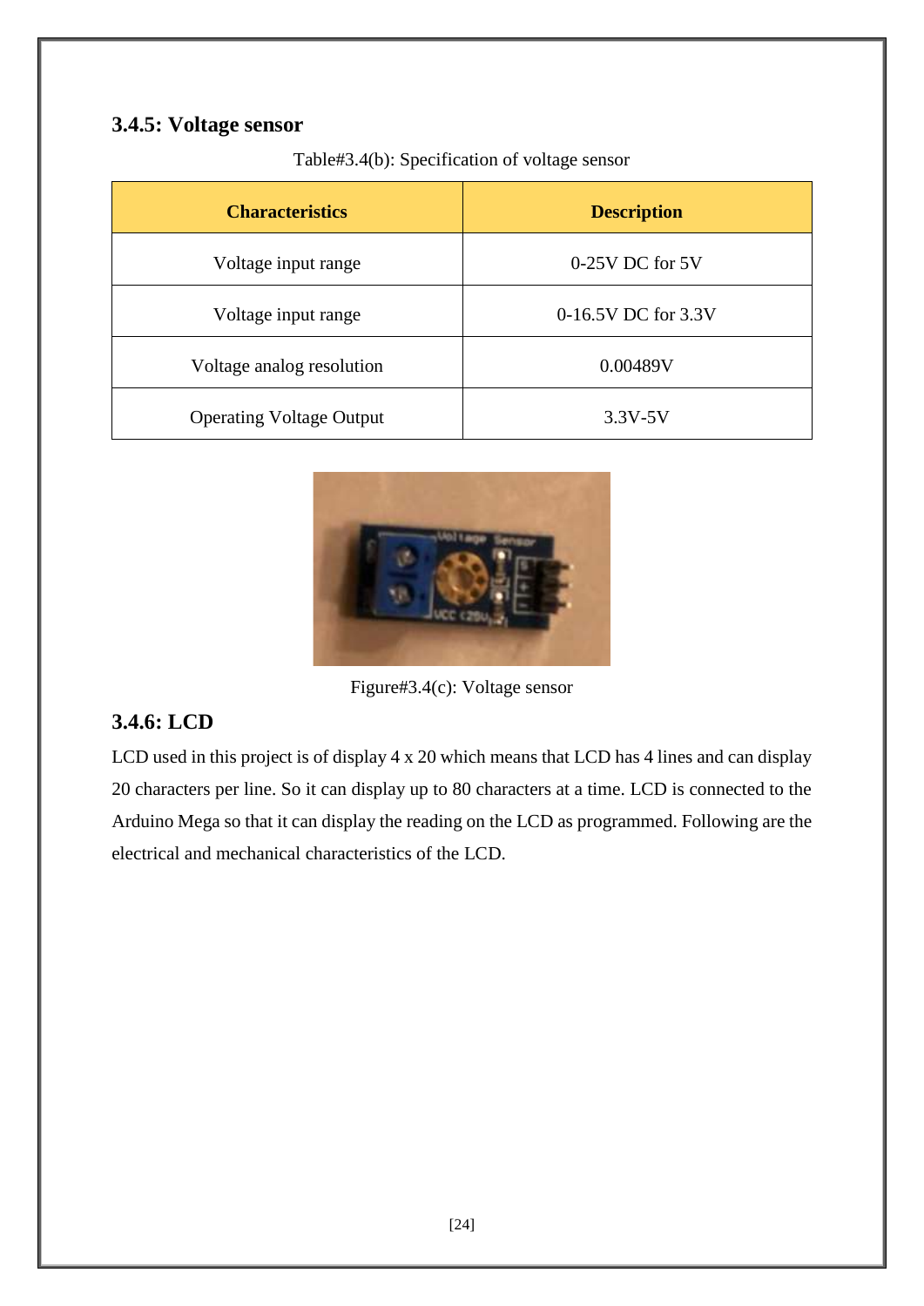### 3.4.5: Voltage sensor

Table#3.4(b): Specification of voltage sensor

| Characteristics | Description |
| --- | --- |
| Voltage input range | 0-25V DC for 5V |
| Voltage input range | 0-16.5V DC for 3.3V |
| Voltage analog resolution | 0.00489V |
| Operating Voltage Output | 3.3V-5V |

Figure#3.4(c): Voltage sensor

### 3.4.6: LCD

LCD used in this project is of display 4 x 20 which means that LCD has 4 lines and can display 20 characters per line. So it can display up to 80 characters at a time. LCD is connected to the Arduino Mega so that it can display the reading on the LCD as programmed. Following are the electrical and mechanical characteristics of the LCD.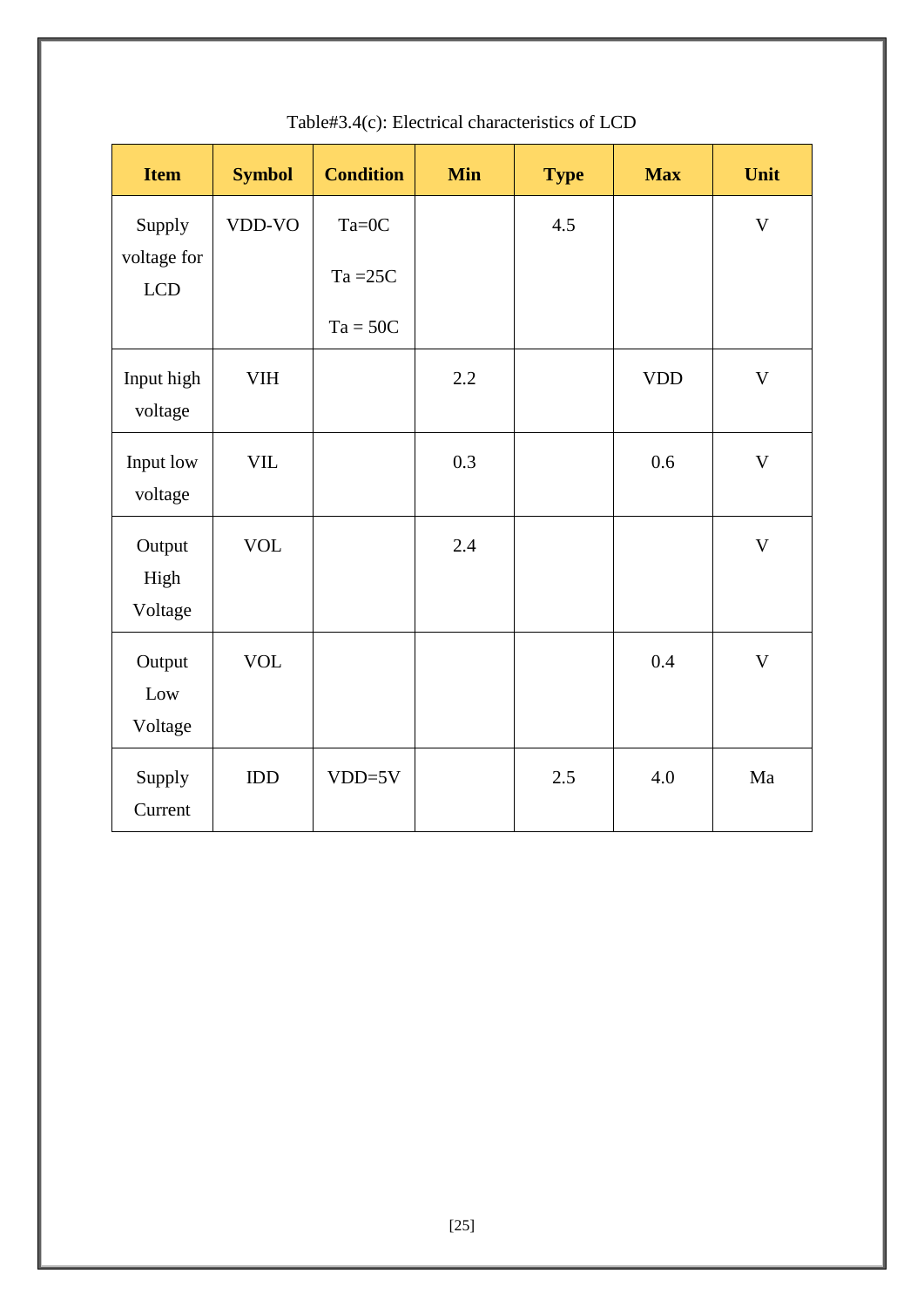Table#3.4(c): Electrical characteristics of LCD

| Item | Symbol | Condition | Min | Type | Max | Unit |
|---|---|---|---|---|---|---|
| Supply voltage for LCD | VDD-VO | Ta=0C<br>Ta =25C<br>Ta = 50C | | 4.5 | | V |
| Input high voltage | VIH | | 2.2 | | VDD | V |
| Input low voltage | VIL | | 0.3 | | 0.6 | V |
| Output High Voltage | VOL | | 2.4 | | | V |
| Output Low Voltage | VOL | | | | 0.4 | V |
| Supply Current | IDD | VDD=5V | | 2.5 | 4.0 | Ma |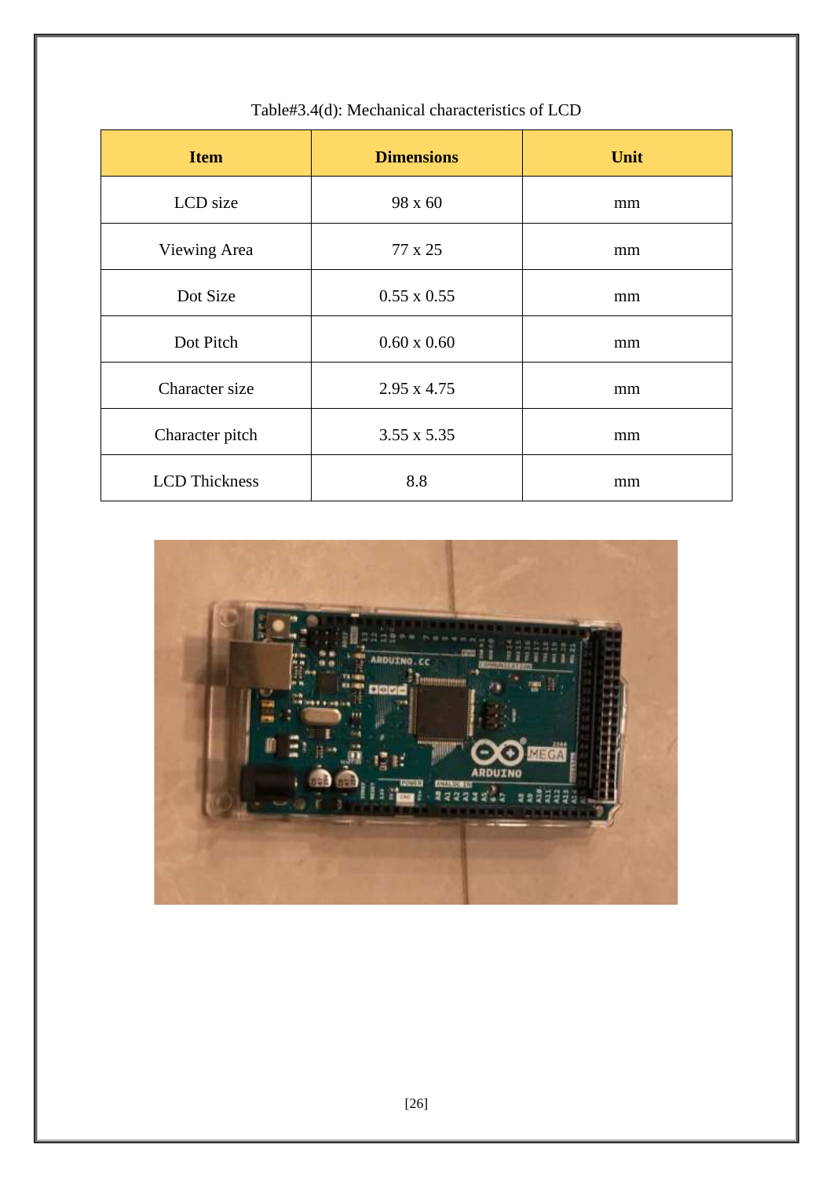Table#3.4(d): Mechanical characteristics of LCD

| Item | Dimensions | Unit |
|---|---|---|
| LCD size | 98 x 60 | mm |
| Viewing Area | 77 x 25 | mm |
| Dot Size | 0.55 x 0.55 | mm |
| Dot Pitch | 0.60 x 0.60 | mm |
| Character size | 2.95 x 4.75 | mm |
| Character pitch | 3.55 x 5.35 | mm |
| LCD Thickness | 8.8 | mm |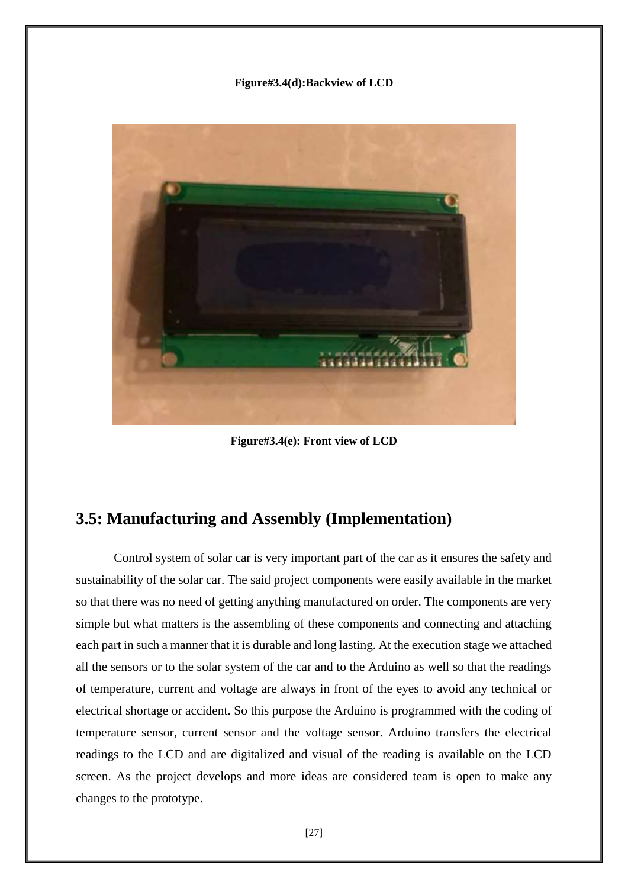**Figure#3.4(d):Backview of LCD**

**Figure#3.4(e): Front view of LCD**

## 3.5: Manufacturing and Assembly (Implementation)

Control system of solar car is very important part of the car as it ensures the safety and sustainability of the solar car. The said project components were easily available in the market so that there was no need of getting anything manufactured on order. The components are very simple but what matters is the assembling of these components and connecting and attaching each part in such a manner that it is durable and long lasting. At the execution stage we attached all the sensors or to the solar system of the car and to the Arduino as well so that the readings of temperature, current and voltage are always in front of the eyes to avoid any technical or electrical shortage or accident. So this purpose the Arduino is programmed with the coding of temperature sensor, current sensor and the voltage sensor. Arduino transfers the electrical readings to the LCD and are digitalized and visual of the reading is available on the LCD screen. As the project develops and more ideas are considered team is open to make any changes to the prototype.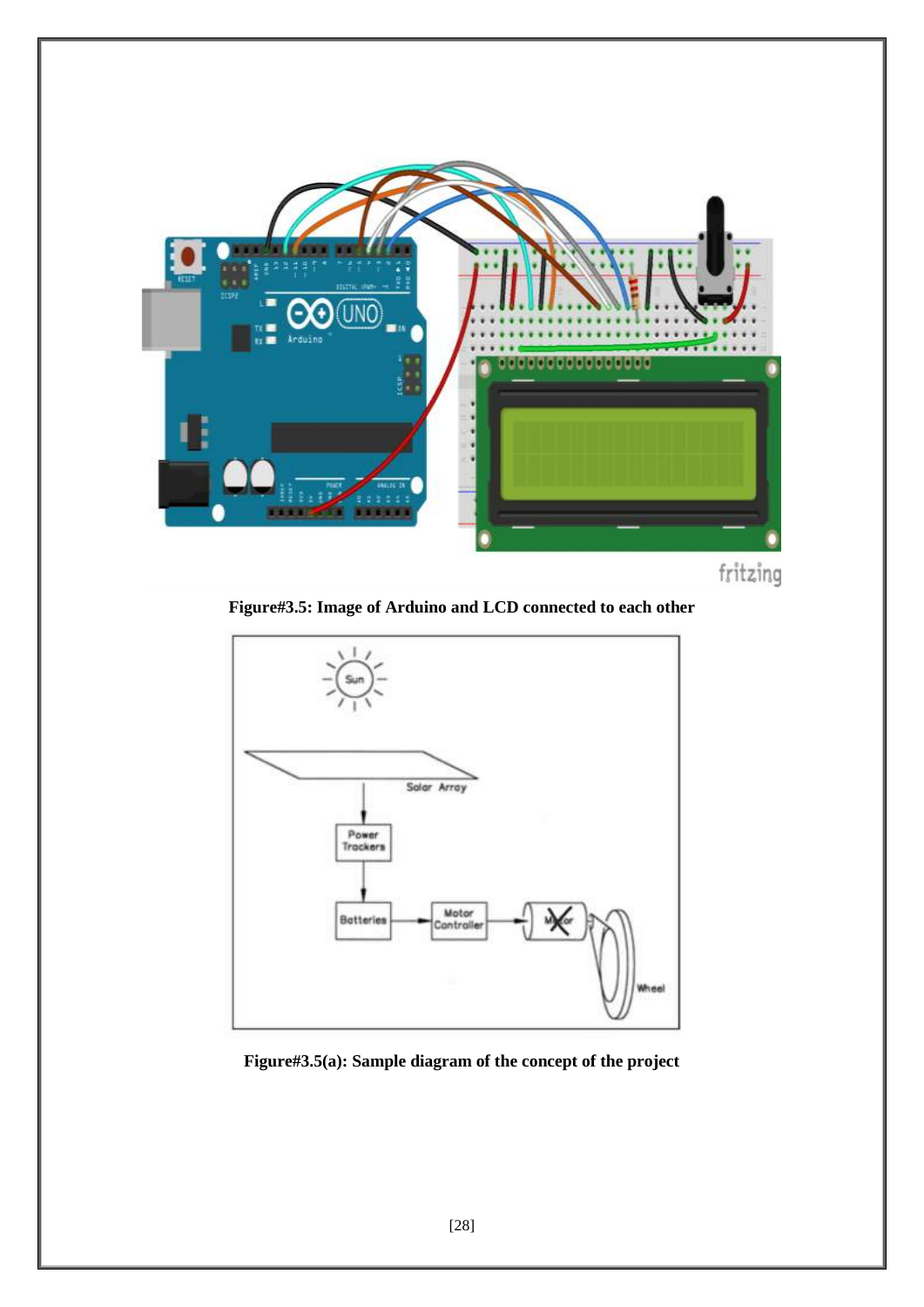**Figure#3.5: Image of Arduino and LCD connected to each other**

**Figure#3.5(a): Sample diagram of the concept of the project**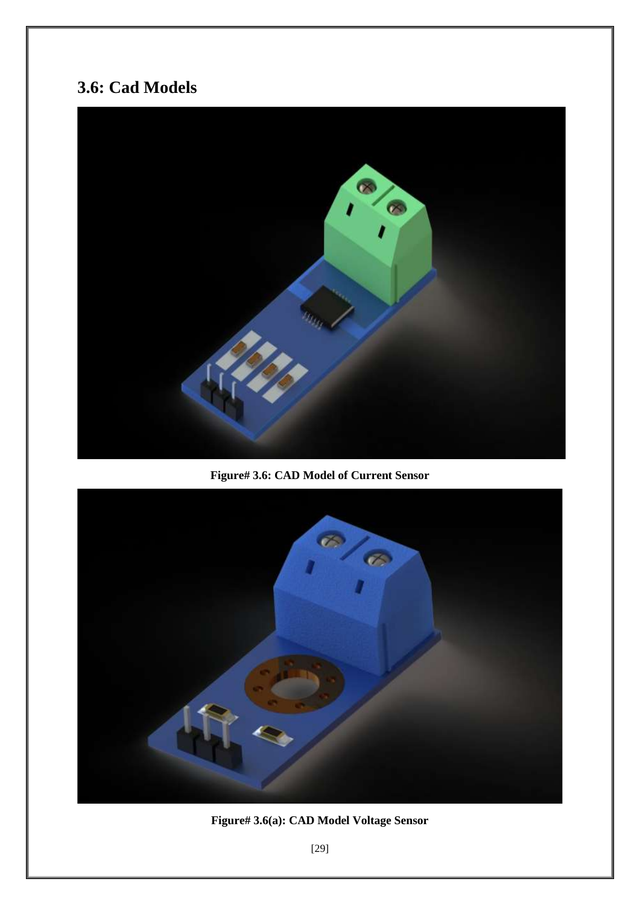## 3.6: Cad Models

**Figure# 3.6: CAD Model of Current Sensor**

**Figure# 3.6(a): CAD Model Voltage Sensor**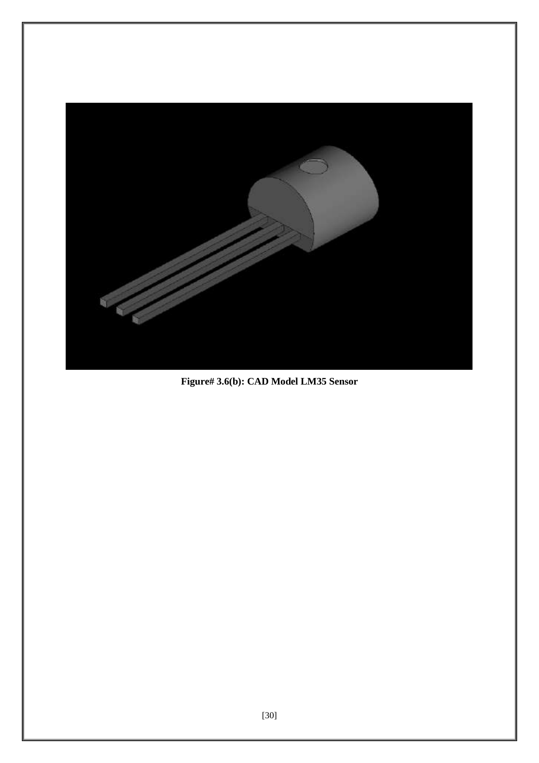**Figure# 3.6(b): CAD Model LM35 Sensor**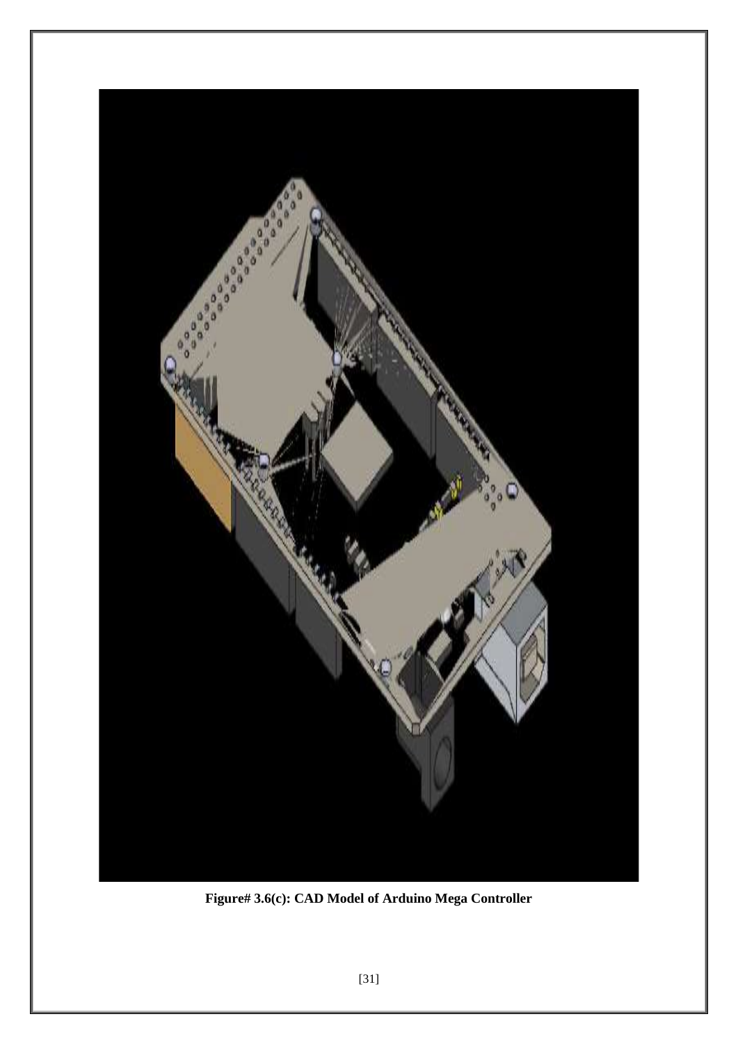**Figure# 3.6(c): CAD Model of Arduino Mega Controller**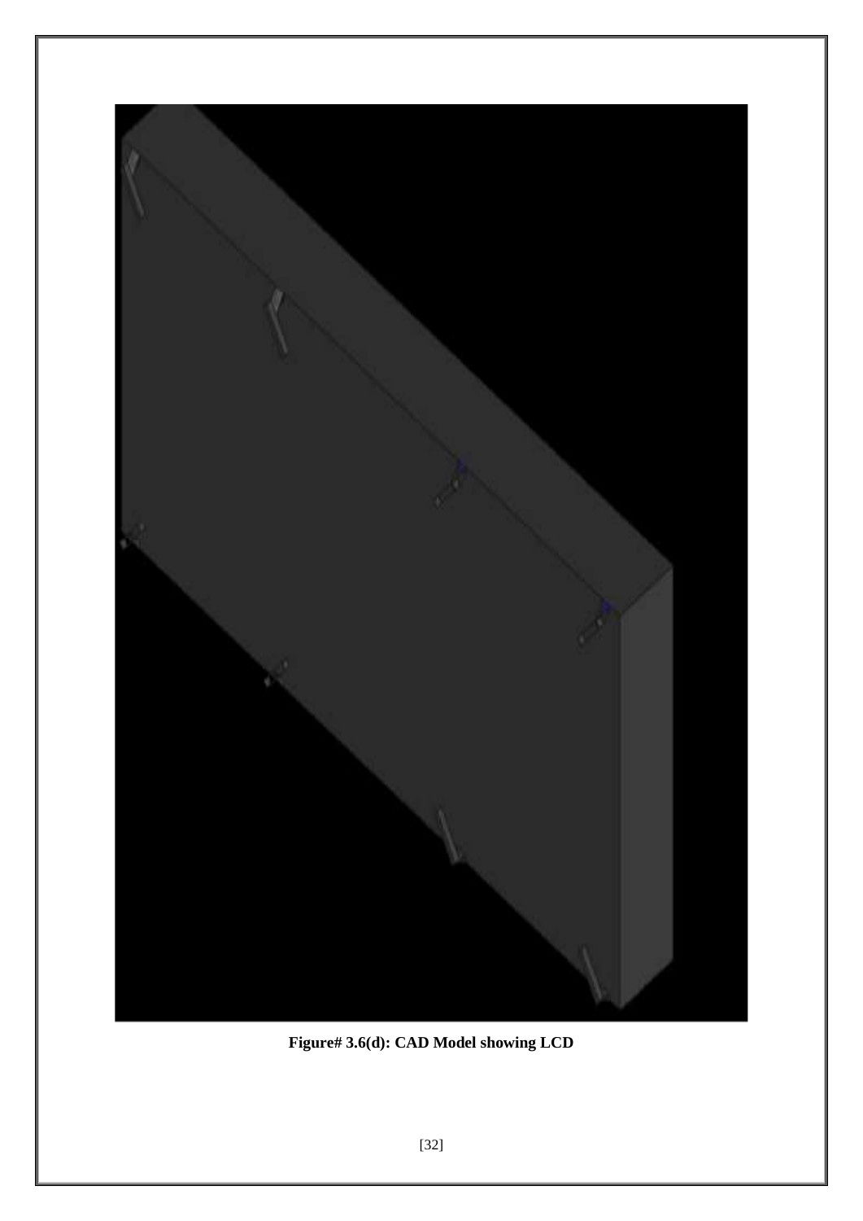**Figure# 3.6(d): CAD Model showing LCD**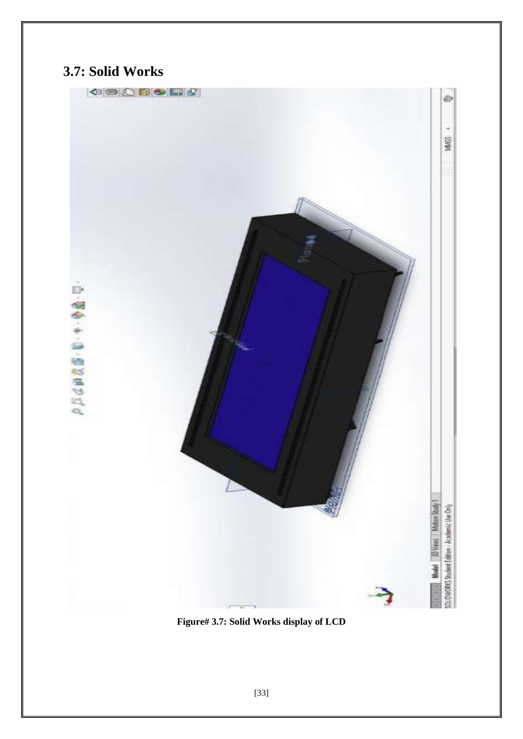## 3.7: Solid Works

**Figure# 3.7: Solid Works display of LCD**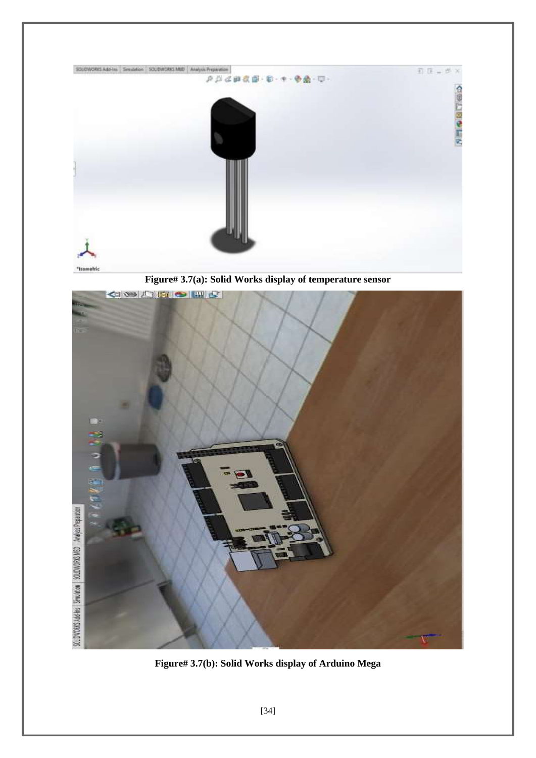Figure# 3.7(a): Solid Works display of temperature sensor

Figure# 3.7(b): Solid Works display of Arduino Mega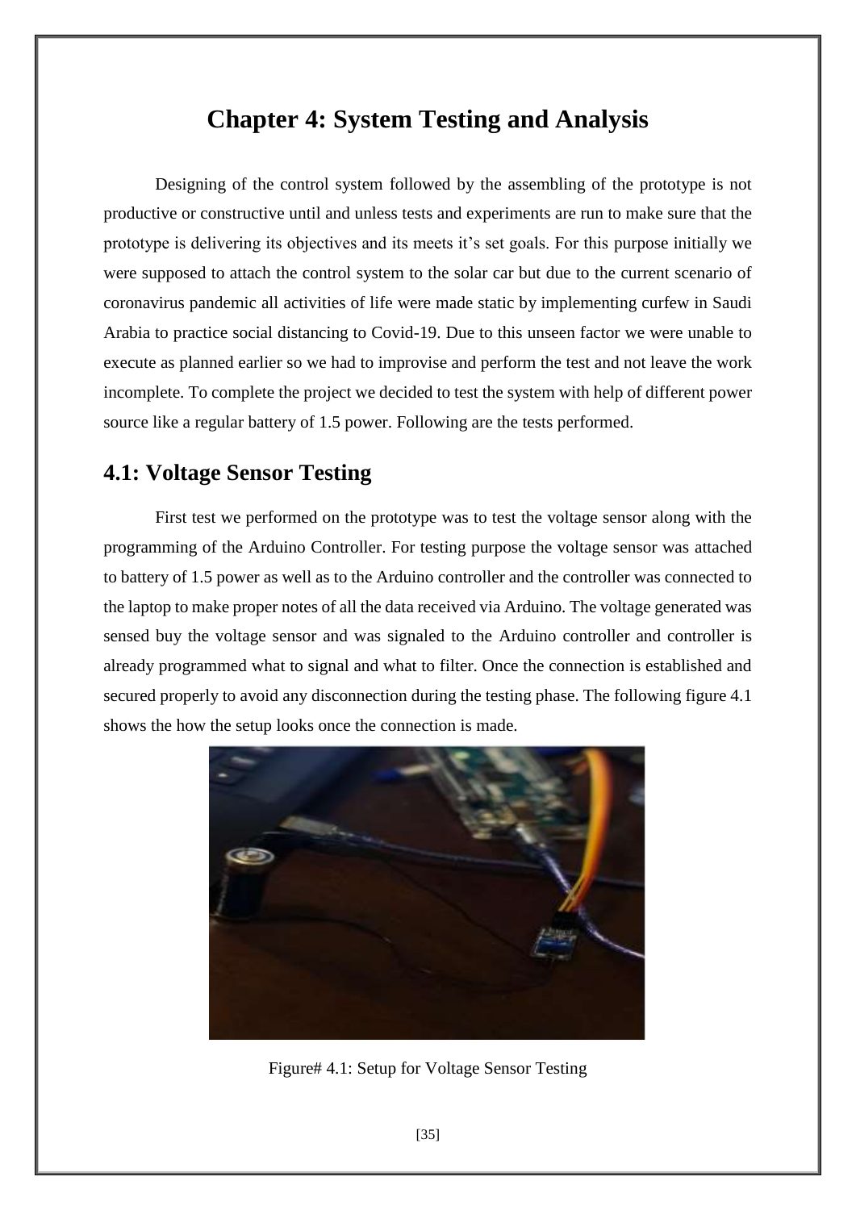# Chapter 4: System Testing and Analysis

Designing of the control system followed by the assembling of the prototype is not productive or constructive until and unless tests and experiments are run to make sure that the prototype is delivering its objectives and its meets it's set goals. For this purpose initially we were supposed to attach the control system to the solar car but due to the current scenario of coronavirus pandemic all activities of life were made static by implementing curfew in Saudi Arabia to practice social distancing to Covid-19. Due to this unseen factor we were unable to execute as planned earlier so we had to improvise and perform the test and not leave the work incomplete. To complete the project we decided to test the system with help of different power source like a regular battery of 1.5 power. Following are the tests performed.

## 4.1: Voltage Sensor Testing

First test we performed on the prototype was to test the voltage sensor along with the programming of the Arduino Controller. For testing purpose the voltage sensor was attached to battery of 1.5 power as well as to the Arduino controller and the controller was connected to the laptop to make proper notes of all the data received via Arduino. The voltage generated was sensed buy the voltage sensor and was signaled to the Arduino controller and controller is already programmed what to signal and what to filter. Once the connection is established and secured properly to avoid any disconnection during the testing phase. The following figure 4.1 shows the how the setup looks once the connection is made.

Figure# 4.1: Setup for Voltage Sensor Testing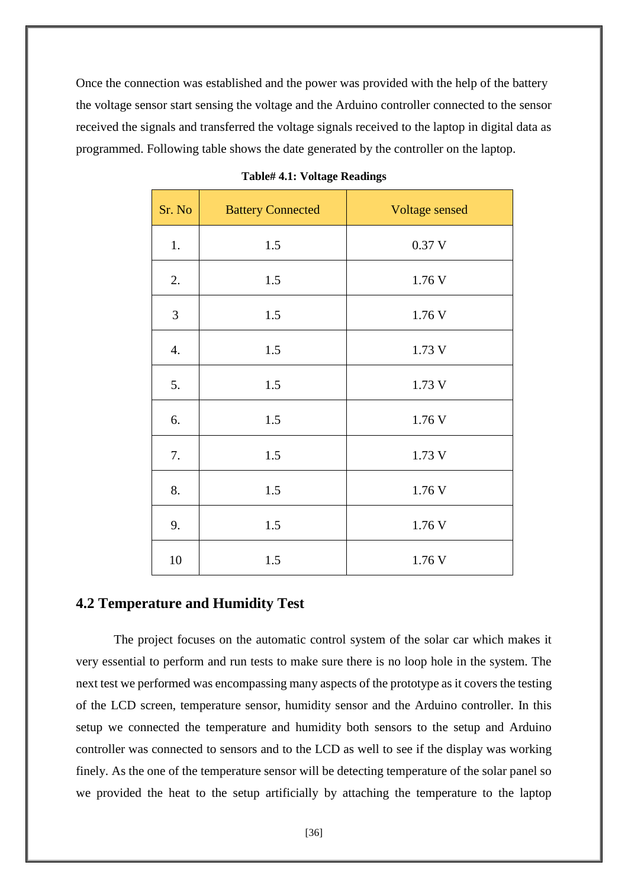Once the connection was established and the power was provided with the help of the battery the voltage sensor start sensing the voltage and the Arduino controller connected to the sensor received the signals and transferred the voltage signals received to the laptop in digital data as programmed. Following table shows the date generated by the controller on the laptop.

**Table# 4.1: Voltage Readings**

| Sr. No | Battery Connected | Voltage sensed |
|---|---|---|
| 1. | 1.5 | 0.37 V |
| 2. | 1.5 | 1.76 V |
| 3 | 1.5 | 1.76 V |
| 4. | 1.5 | 1.73 V |
| 5. | 1.5 | 1.73 V |
| 6. | 1.5 | 1.76 V |
| 7. | 1.5 | 1.73 V |
| 8. | 1.5 | 1.76 V |
| 9. | 1.5 | 1.76 V |
| 10 | 1.5 | 1.76 V |

## 4.2 Temperature and Humidity Test

The project focuses on the automatic control system of the solar car which makes it very essential to perform and run tests to make sure there is no loop hole in the system. The next test we performed was encompassing many aspects of the prototype as it covers the testing of the LCD screen, temperature sensor, humidity sensor and the Arduino controller. In this setup we connected the temperature and humidity both sensors to the setup and Arduino controller was connected to sensors and to the LCD as well to see if the display was working finely. As the one of the temperature sensor will be detecting temperature of the solar panel so we provided the heat to the setup artificially by attaching the temperature to the laptop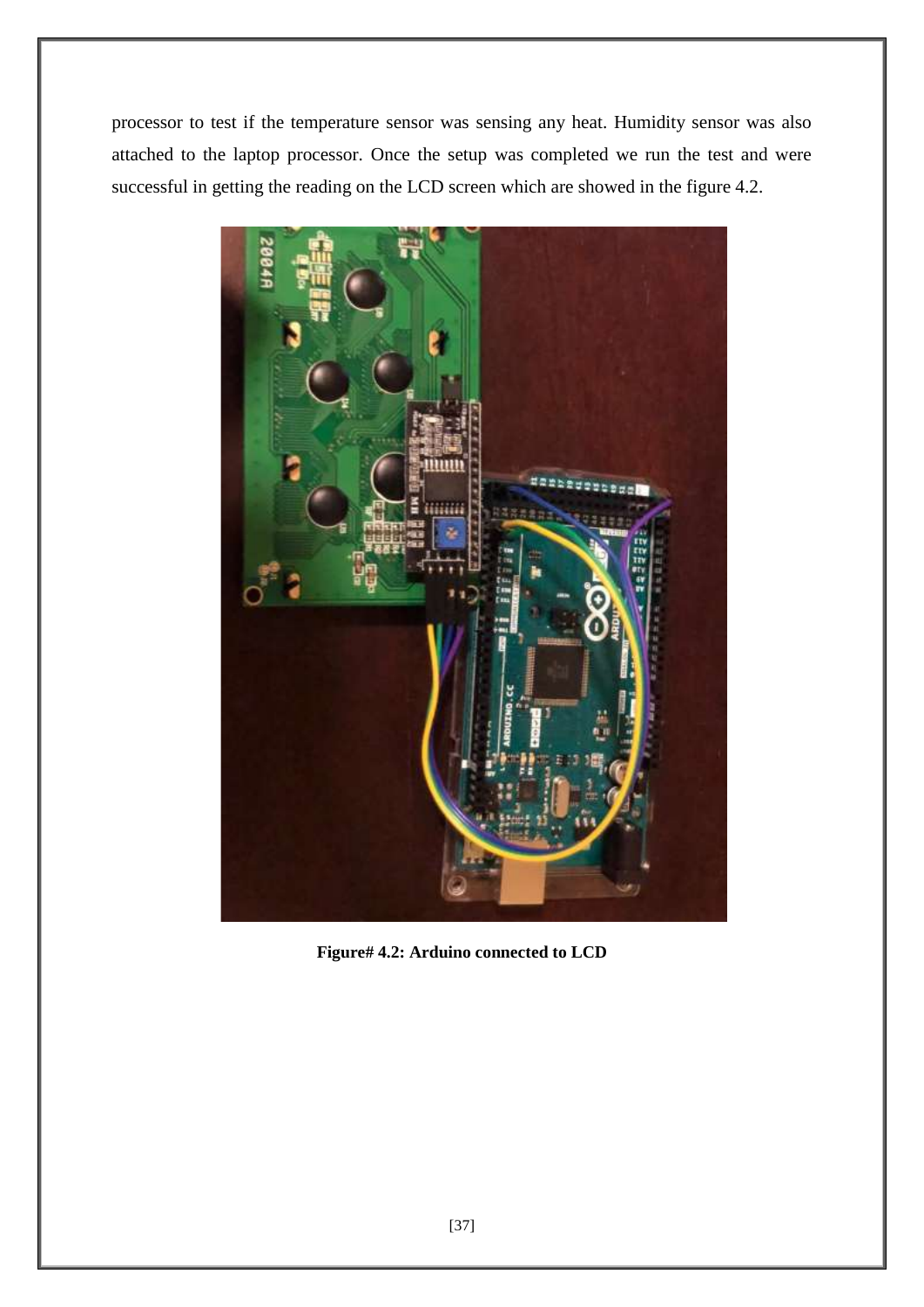processor to test if the temperature sensor was sensing any heat. Humidity sensor was also attached to the laptop processor. Once the setup was completed we run the test and were successful in getting the reading on the LCD screen which are showed in the figure 4.2.

**Figure# 4.2: Arduino connected to LCD**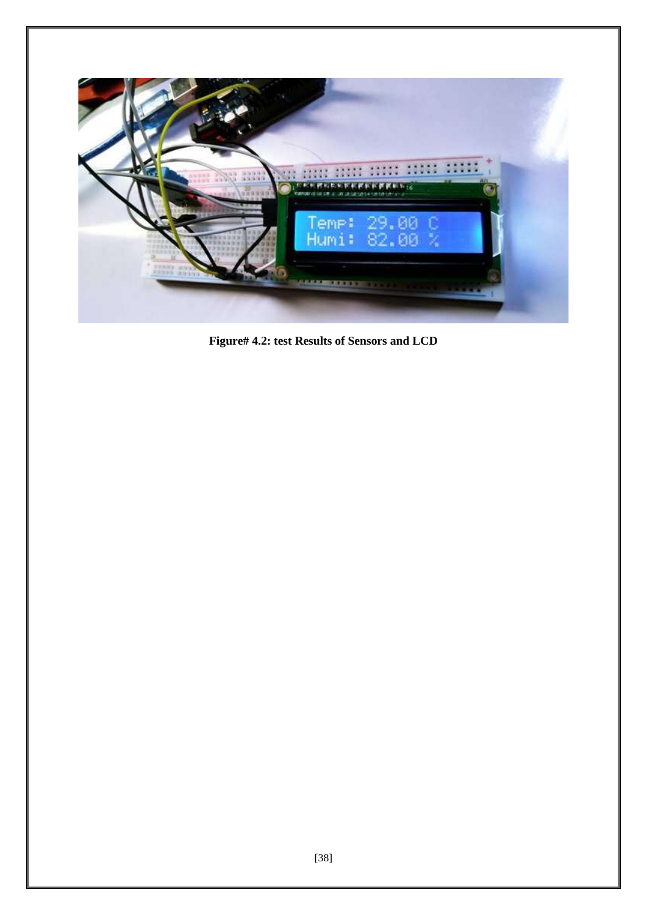**Figure# 4.2: test Results of Sensors and LCD**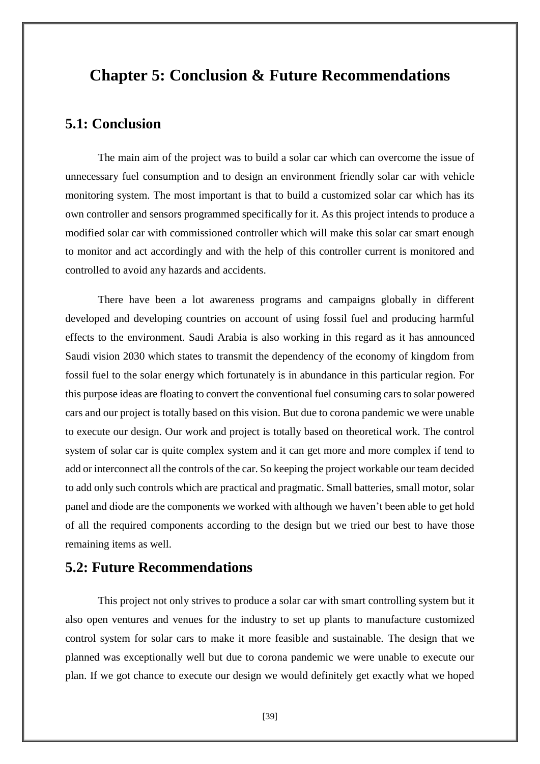# Chapter 5: Conclusion & Future Recommendations

## 5.1: Conclusion

The main aim of the project was to build a solar car which can overcome the issue of unnecessary fuel consumption and to design an environment friendly solar car with vehicle monitoring system. The most important is that to build a customized solar car which has its own controller and sensors programmed specifically for it. As this project intends to produce a modified solar car with commissioned controller which will make this solar car smart enough to monitor and act accordingly and with the help of this controller current is monitored and controlled to avoid any hazards and accidents.

There have been a lot awareness programs and campaigns globally in different developed and developing countries on account of using fossil fuel and producing harmful effects to the environment. Saudi Arabia is also working in this regard as it has announced Saudi vision 2030 which states to transmit the dependency of the economy of kingdom from fossil fuel to the solar energy which fortunately is in abundance in this particular region. For this purpose ideas are floating to convert the conventional fuel consuming cars to solar powered cars and our project is totally based on this vision. But due to corona pandemic we were unable to execute our design. Our work and project is totally based on theoretical work. The control system of solar car is quite complex system and it can get more and more complex if tend to add or interconnect all the controls of the car. So keeping the project workable our team decided to add only such controls which are practical and pragmatic. Small batteries, small motor, solar panel and diode are the components we worked with although we haven't been able to get hold of all the required components according to the design but we tried our best to have those remaining items as well.

## 5.2: Future Recommendations

This project not only strives to produce a solar car with smart controlling system but it also open ventures and venues for the industry to set up plants to manufacture customized control system for solar cars to make it more feasible and sustainable. The design that we planned was exceptionally well but due to corona pandemic we were unable to execute our plan. If we got chance to execute our design we would definitely get exactly what we hoped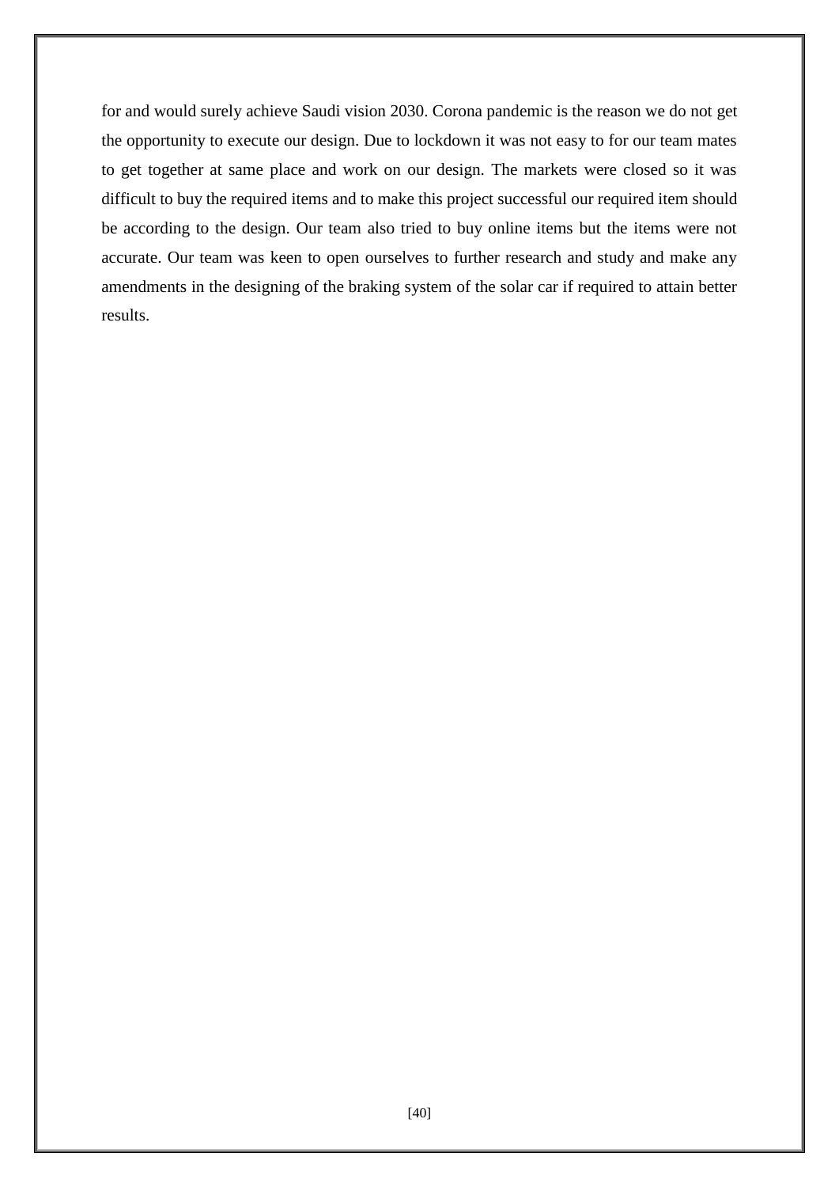for and would surely achieve Saudi vision 2030. Corona pandemic is the reason we do not get the opportunity to execute our design. Due to lockdown it was not easy to for our team mates to get together at same place and work on our design. The markets were closed so it was difficult to buy the required items and to make this project successful our required item should be according to the design. Our team also tried to buy online items but the items were not accurate. Our team was keen to open ourselves to further research and study and make any amendments in the designing of the braking system of the solar car if required to attain better results.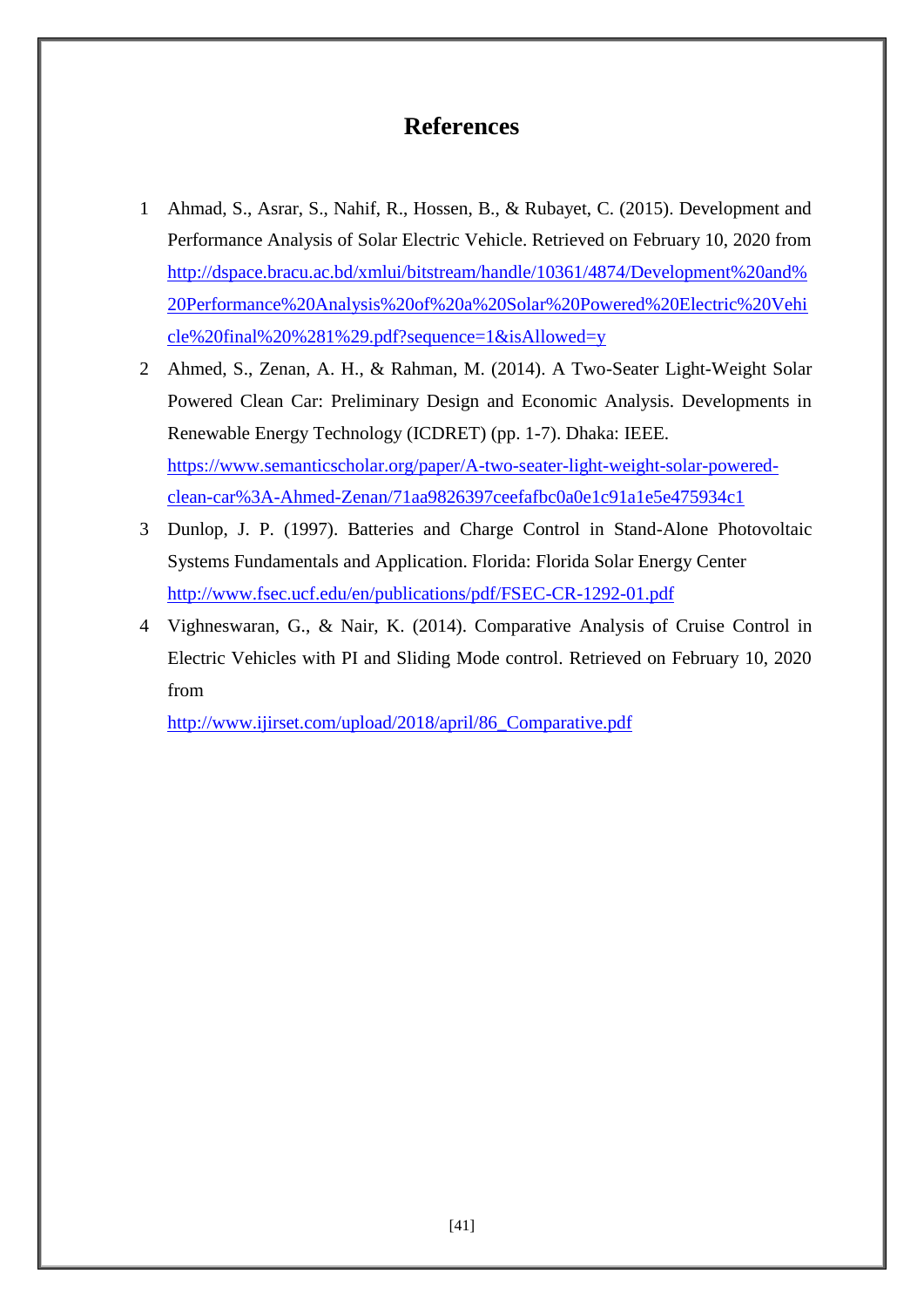# References

1. Ahmad, S., Asrar, S., Nahif, R., Hossen, B., & Rubayet, C. (2015). Development and Performance Analysis of Solar Electric Vehicle. Retrieved on February 10, 2020 from http://dspace.bracu.ac.bd/xmlui/bitstream/handle/10361/4874/Development%20and%20Performance%20Analysis%20of%20a%20Solar%20Powered%20Electric%20Vehicle%20final%20%281%29.pdf?sequence=1&isAllowed=y
2. Ahmed, S., Zenan, A. H., & Rahman, M. (2014). A Two-Seater Light-Weight Solar Powered Clean Car: Preliminary Design and Economic Analysis. Developments in Renewable Energy Technology (ICDRET) (pp. 1-7). Dhaka: IEEE. https://www.semanticscholar.org/paper/A-two-seater-light-weight-solar-powered-clean-car%3A-Ahmed-Zenan/71aa9826397ceefafbc0a0e1c91a1e5e475934c1
3. Dunlop, J. P. (1997). Batteries and Charge Control in Stand-Alone Photovoltaic Systems Fundamentals and Application. Florida: Florida Solar Energy Center http://www.fsec.ucf.edu/en/publications/pdf/FSEC-CR-1292-01.pdf
4. Vighneswaran, G., & Nair, K. (2014). Comparative Analysis of Cruise Control in Electric Vehicles with PI and Sliding Mode control. Retrieved on February 10, 2020 from http://www.ijirset.com/upload/2018/april/86_Comparative.pdf